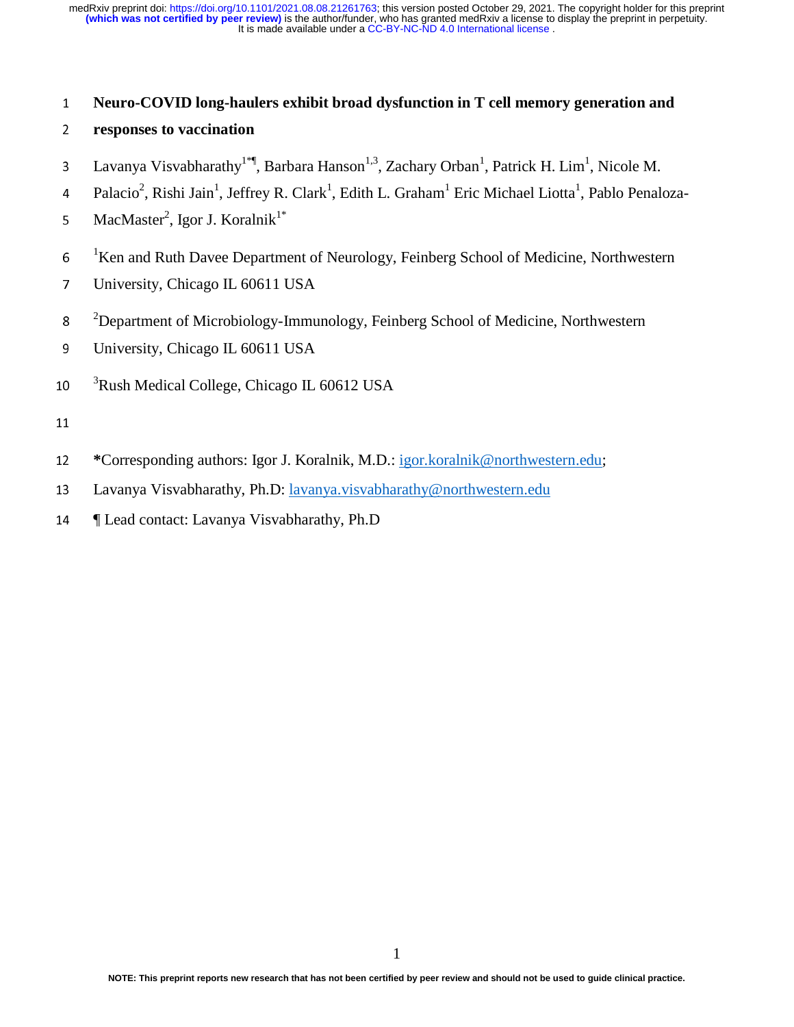# Neuro-COVID long-haulers exhibit broad dysfunction in T cell memory generation and responses to vaccination

Lavanya Visvabharathy[1*¶], Barbara Hanson[1,3], Zachary Orban[1], Patrick H. Lim[1], Nicole M. Palacio[2], Rishi Jain[1], Jeffrey R. Clark[1], Edith L. Graham[1] Eric Michael Liotta[1], Pablo Penaloza-MacMaster[2], Igor J. Koralnik[1*]

[1]Ken and Ruth Davee Department of Neurology, Feinberg School of Medicine, Northwestern University, Chicago IL 60611 USA

[2]Department of Microbiology-Immunology, Feinberg School of Medicine, Northwestern University, Chicago IL 60611 USA

[3]Rush Medical College, Chicago IL 60612 USA

**\***Corresponding authors: Igor J. Koralnik, M.D.: igor.koralnik@northwestern.edu;

Lavanya Visvabharathy, Ph.D: lavanya.visvabharathy@northwestern.edu

¶ Lead contact: Lavanya Visvabharathy, Ph.D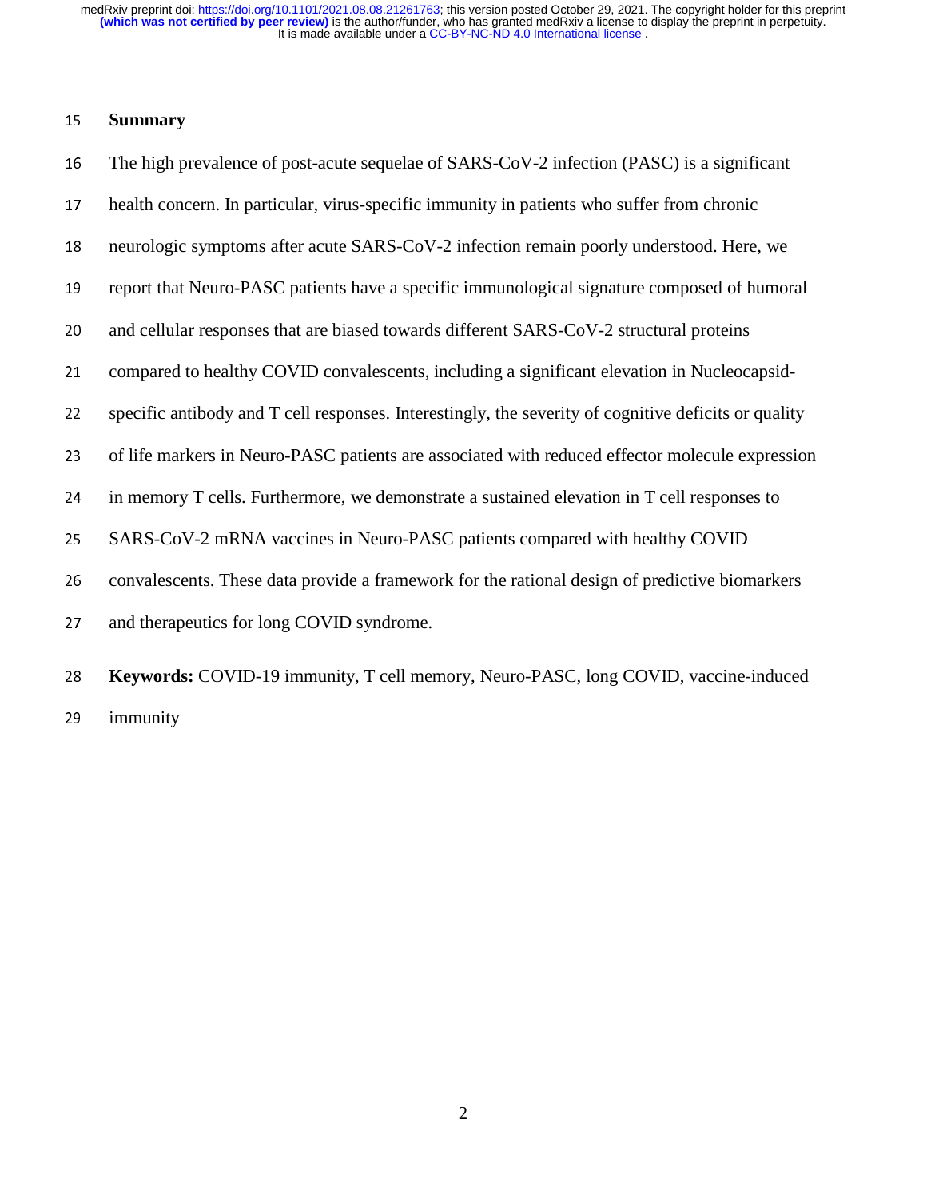## Summary

The high prevalence of post-acute sequelae of SARS-CoV-2 infection (PASC) is a significant health concern. In particular, virus-specific immunity in patients who suffer from chronic neurologic symptoms after acute SARS-CoV-2 infection remain poorly understood. Here, we report that Neuro-PASC patients have a specific immunological signature composed of humoral and cellular responses that are biased towards different SARS-CoV-2 structural proteins compared to healthy COVID convalescents, including a significant elevation in Nucleocapsid-specific antibody and T cell responses. Interestingly, the severity of cognitive deficits or quality of life markers in Neuro-PASC patients are associated with reduced effector molecule expression in memory T cells. Furthermore, we demonstrate a sustained elevation in T cell responses to SARS-CoV-2 mRNA vaccines in Neuro-PASC patients compared with healthy COVID convalescents. These data provide a framework for the rational design of predictive biomarkers and therapeutics for long COVID syndrome.

**Keywords:** COVID-19 immunity, T cell memory, Neuro-PASC, long COVID, vaccine-induced immunity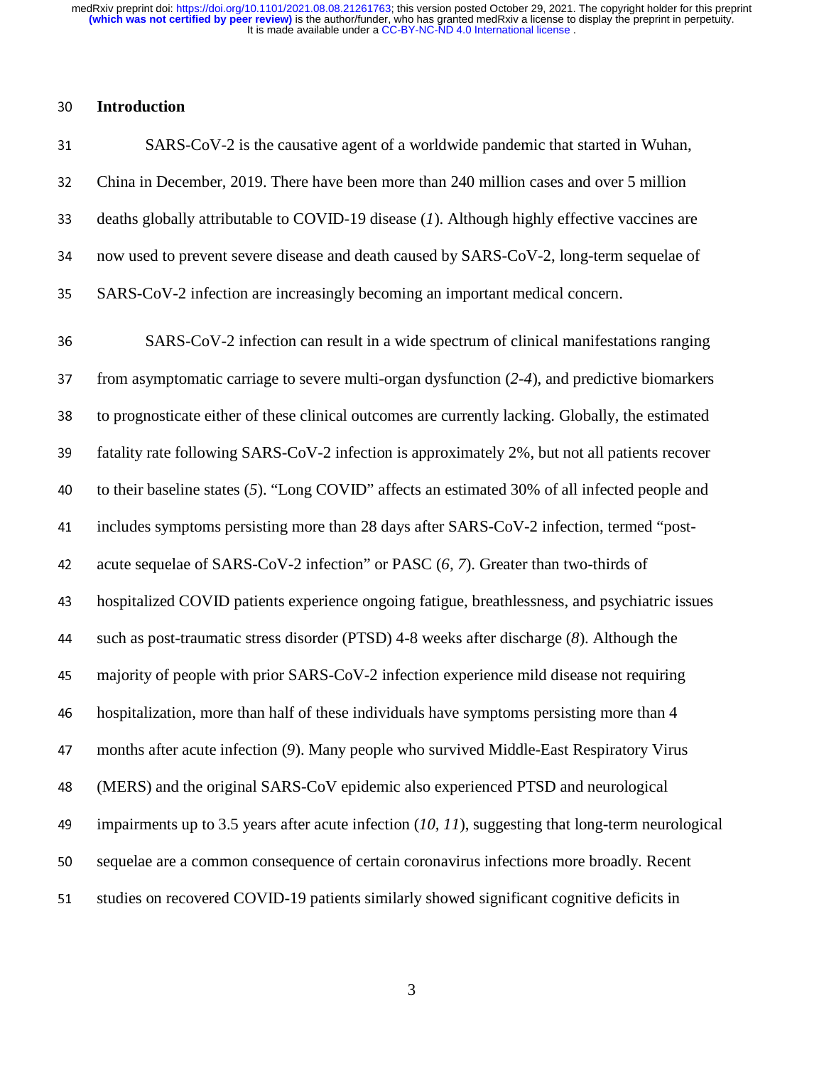## Introduction

SARS-CoV-2 is the causative agent of a worldwide pandemic that started in Wuhan, China in December, 2019. There have been more than 240 million cases and over 5 million deaths globally attributable to COVID-19 disease (*1*). Although highly effective vaccines are now used to prevent severe disease and death caused by SARS-CoV-2, long-term sequelae of SARS-CoV-2 infection are increasingly becoming an important medical concern.

SARS-CoV-2 infection can result in a wide spectrum of clinical manifestations ranging from asymptomatic carriage to severe multi-organ dysfunction (*2-4*), and predictive biomarkers to prognosticate either of these clinical outcomes are currently lacking. Globally, the estimated fatality rate following SARS-CoV-2 infection is approximately 2%, but not all patients recover to their baseline states (*5*). "Long COVID" affects an estimated 30% of all infected people and includes symptoms persisting more than 28 days after SARS-CoV-2 infection, termed "post-acute sequelae of SARS-CoV-2 infection" or PASC (*6, 7*). Greater than two-thirds of hospitalized COVID patients experience ongoing fatigue, breathlessness, and psychiatric issues such as post-traumatic stress disorder (PTSD) 4-8 weeks after discharge (*8*). Although the majority of people with prior SARS-CoV-2 infection experience mild disease not requiring hospitalization, more than half of these individuals have symptoms persisting more than 4 months after acute infection (*9*). Many people who survived Middle-East Respiratory Virus (MERS) and the original SARS-CoV epidemic also experienced PTSD and neurological impairments up to 3.5 years after acute infection (*10, 11*), suggesting that long-term neurological sequelae are a common consequence of certain coronavirus infections more broadly. Recent studies on recovered COVID-19 patients similarly showed significant cognitive deficits in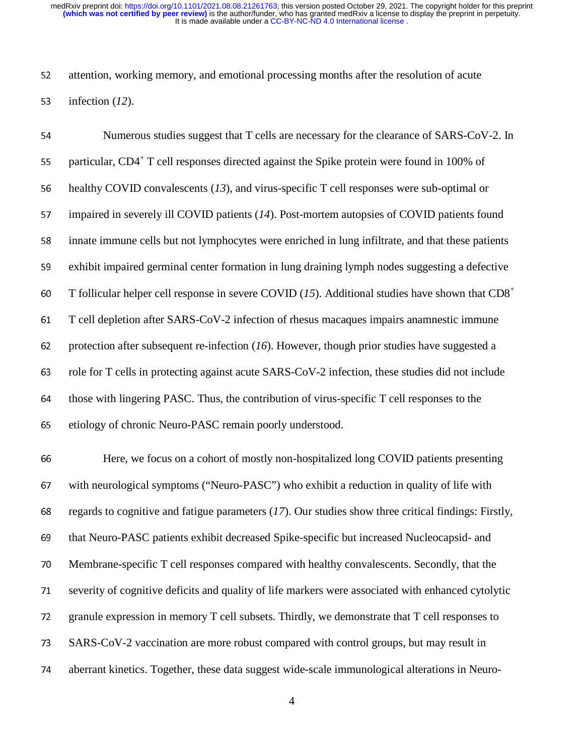attention, working memory, and emotional processing months after the resolution of acute infection (*12*).

Numerous studies suggest that T cells are necessary for the clearance of SARS-CoV-2. In particular, $CD4^+$ T cell responses directed against the Spike protein were found in 100% of healthy COVID convalescents (*13*), and virus-specific T cell responses were sub-optimal or impaired in severely ill COVID patients (*14*). Post-mortem autopsies of COVID patients found innate immune cells but not lymphocytes were enriched in lung infiltrate, and that these patients exhibit impaired germinal center formation in lung draining lymph nodes suggesting a defective T follicular helper cell response in severe COVID (*15*). Additional studies have shown that $CD8^+$ T cell depletion after SARS-CoV-2 infection of rhesus macaques impairs anamnestic immune protection after subsequent re-infection (*16*). However, though prior studies have suggested a role for T cells in protecting against acute SARS-CoV-2 infection, these studies did not include those with lingering PASC. Thus, the contribution of virus-specific T cell responses to the etiology of chronic Neuro-PASC remain poorly understood.

Here, we focus on a cohort of mostly non-hospitalized long COVID patients presenting with neurological symptoms ("Neuro-PASC") who exhibit a reduction in quality of life with regards to cognitive and fatigue parameters (*17*). Our studies show three critical findings: Firstly, that Neuro-PASC patients exhibit decreased Spike-specific but increased Nucleocapsid- and Membrane-specific T cell responses compared with healthy convalescents. Secondly, that the severity of cognitive deficits and quality of life markers were associated with enhanced cytolytic granule expression in memory T cell subsets. Thirdly, we demonstrate that T cell responses to SARS-CoV-2 vaccination are more robust compared with control groups, but may result in aberrant kinetics. Together, these data suggest wide-scale immunological alterations in Neuro-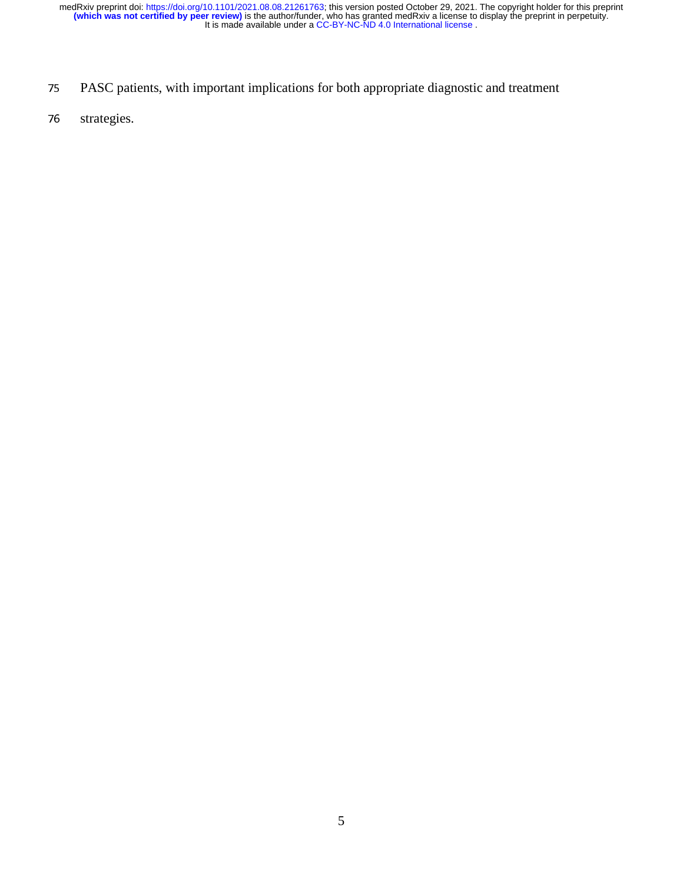PASC patients, with important implications for both appropriate diagnostic and treatment strategies.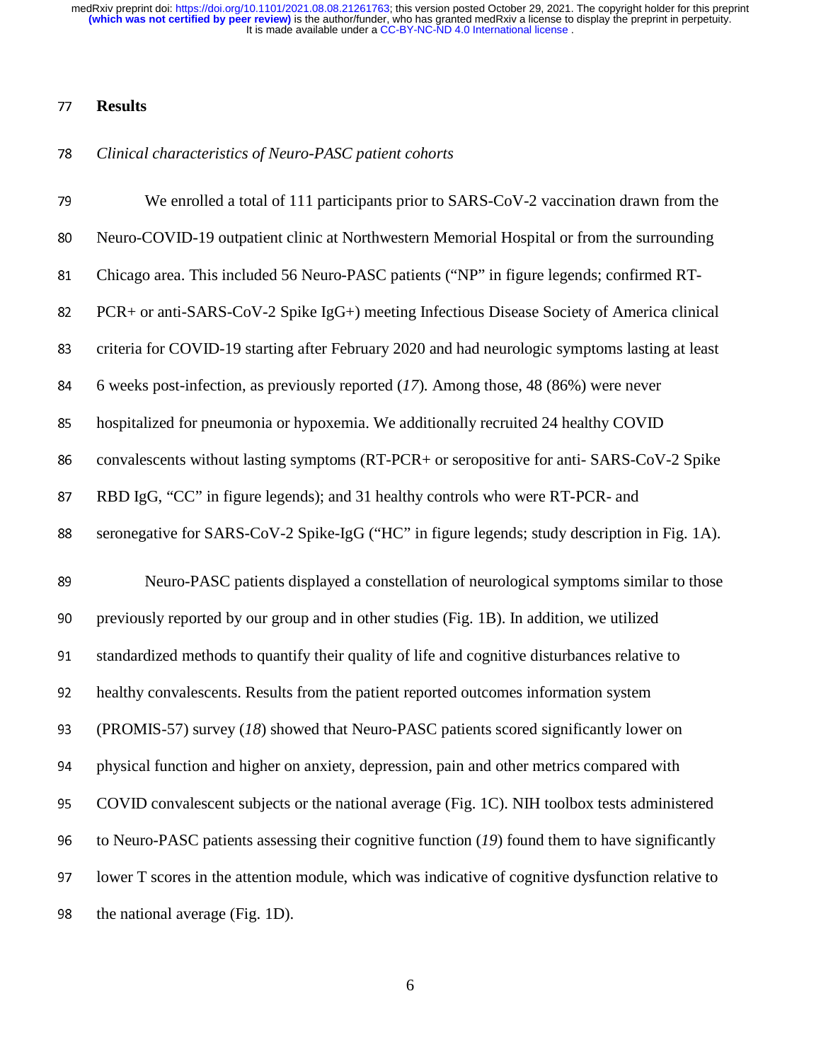## Results

*Clinical characteristics of Neuro-PASC patient cohorts*

We enrolled a total of 111 participants prior to SARS-CoV-2 vaccination drawn from the Neuro-COVID-19 outpatient clinic at Northwestern Memorial Hospital or from the surrounding Chicago area. This included 56 Neuro-PASC patients ("NP" in figure legends; confirmed RT-PCR+ or anti-SARS-CoV-2 Spike IgG+) meeting Infectious Disease Society of America clinical criteria for COVID-19 starting after February 2020 and had neurologic symptoms lasting at least 6 weeks post-infection, as previously reported (*17*). Among those, 48 (86%) were never hospitalized for pneumonia or hypoxemia. We additionally recruited 24 healthy COVID convalescents without lasting symptoms (RT-PCR+ or seropositive for anti- SARS-CoV-2 Spike RBD IgG, "CC" in figure legends); and 31 healthy controls who were RT-PCR- and seronegative for SARS-CoV-2 Spike-IgG ("HC" in figure legends; study description in Fig. 1A).

Neuro-PASC patients displayed a constellation of neurological symptoms similar to those previously reported by our group and in other studies (Fig. 1B). In addition, we utilized standardized methods to quantify their quality of life and cognitive disturbances relative to healthy convalescents. Results from the patient reported outcomes information system (PROMIS-57) survey (*18*) showed that Neuro-PASC patients scored significantly lower on physical function and higher on anxiety, depression, pain and other metrics compared with COVID convalescent subjects or the national average (Fig. 1C). NIH toolbox tests administered to Neuro-PASC patients assessing their cognitive function (*19*) found them to have significantly lower T scores in the attention module, which was indicative of cognitive dysfunction relative to the national average (Fig. 1D).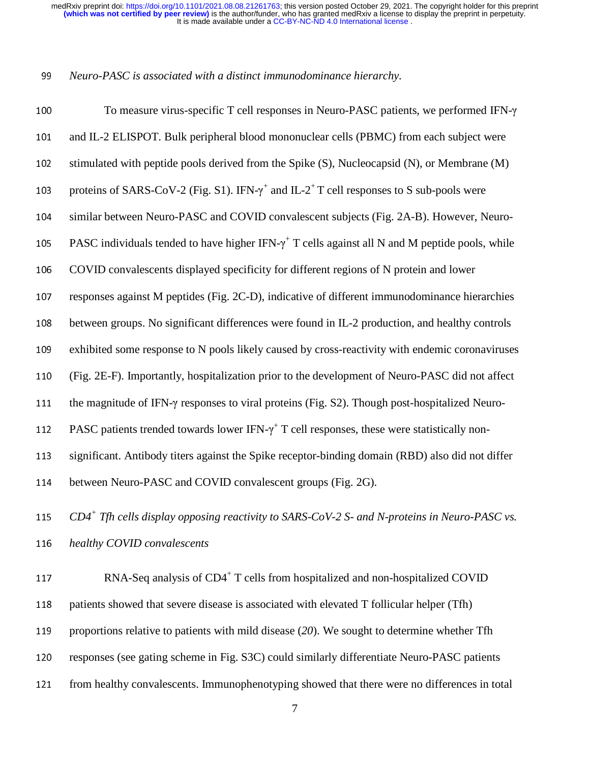*Neuro-PASC is associated with a distinct immunodominance hierarchy.*

To measure virus-specific T cell responses in Neuro-PASC patients, we performed IFN-γ and IL-2 ELISPOT. Bulk peripheral blood mononuclear cells (PBMC) from each subject were stimulated with peptide pools derived from the Spike (S), Nucleocapsid (N), or Membrane (M) proteins of SARS-CoV-2 (Fig. S1). IFN-$\gamma^+$ and IL-$2^+$ T cell responses to S sub-pools were similar between Neuro-PASC and COVID convalescent subjects (Fig. 2A-B). However, Neuro-PASC individuals tended to have higher IFN-$\gamma^+$ T cells against all N and M peptide pools, while COVID convalescents displayed specificity for different regions of N protein and lower responses against M peptides (Fig. 2C-D), indicative of different immunodominance hierarchies between groups. No significant differences were found in IL-2 production, and healthy controls exhibited some response to N pools likely caused by cross-reactivity with endemic coronaviruses (Fig. 2E-F). Importantly, hospitalization prior to the development of Neuro-PASC did not affect the magnitude of IFN-γ responses to viral proteins (Fig. S2). Though post-hospitalized Neuro-PASC patients trended towards lower IFN-$\gamma^+$ T cell responses, these were statistically non-significant. Antibody titers against the Spike receptor-binding domain (RBD) also did not differ between Neuro-PASC and COVID convalescent groups (Fig. 2G).

*CD4$^+$ Tfh cells display opposing reactivity to SARS-CoV-2 S- and N-proteins in Neuro-PASC vs. healthy COVID convalescents*

RNA-Seq analysis of CD4$^+$ T cells from hospitalized and non-hospitalized COVID patients showed that severe disease is associated with elevated T follicular helper (Tfh) proportions relative to patients with mild disease (*20*). We sought to determine whether Tfh responses (see gating scheme in Fig. S3C) could similarly differentiate Neuro-PASC patients from healthy convalescents. Immunophenotyping showed that there were no differences in total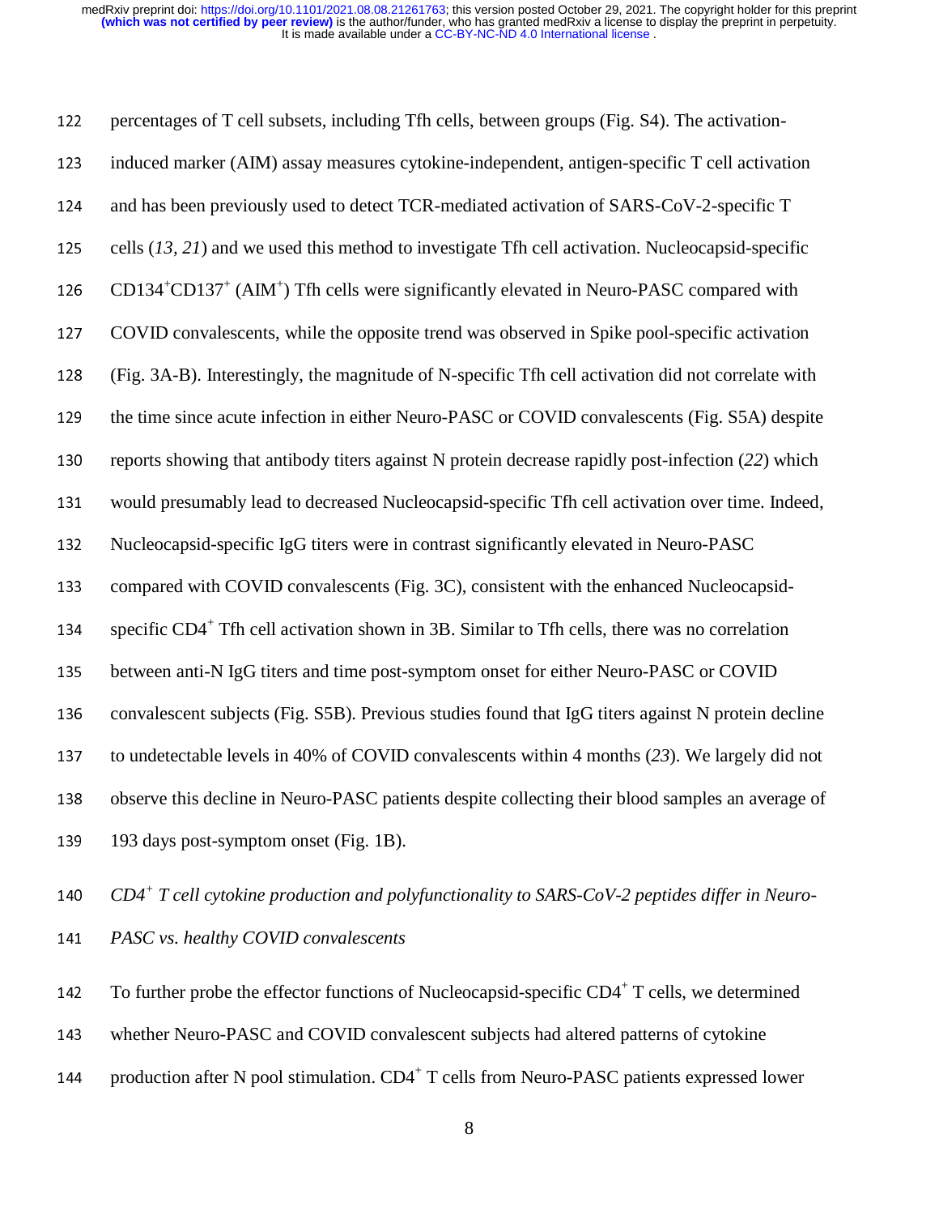percentages of T cell subsets, including Tfh cells, between groups (Fig. S4). The activation-induced marker (AIM) assay measures cytokine-independent, antigen-specific T cell activation and has been previously used to detect TCR-mediated activation of SARS-CoV-2-specific T cells (*13, 21*) and we used this method to investigate Tfh cell activation. Nucleocapsid-specific $CD134^+CD137^+$ ($AIM^+$) Tfh cells were significantly elevated in Neuro-PASC compared with COVID convalescents, while the opposite trend was observed in Spike pool-specific activation (Fig. 3A-B). Interestingly, the magnitude of N-specific Tfh cell activation did not correlate with the time since acute infection in either Neuro-PASC or COVID convalescents (Fig. S5A) despite reports showing that antibody titers against N protein decrease rapidly post-infection (*22*) which would presumably lead to decreased Nucleocapsid-specific Tfh cell activation over time. Indeed, Nucleocapsid-specific IgG titers were in contrast significantly elevated in Neuro-PASC compared with COVID convalescents (Fig. 3C), consistent with the enhanced Nucleocapsid-specific $CD4^+$ Tfh cell activation shown in 3B. Similar to Tfh cells, there was no correlation between anti-N IgG titers and time post-symptom onset for either Neuro-PASC or COVID convalescent subjects (Fig. S5B). Previous studies found that IgG titers against N protein decline to undetectable levels in 40% of COVID convalescents within 4 months (*23*). We largely did not observe this decline in Neuro-PASC patients despite collecting their blood samples an average of 193 days post-symptom onset (Fig. 1B).

*$CD4^+$ T cell cytokine production and polyfunctionality to SARS-CoV-2 peptides differ in Neuro-PASC vs. healthy COVID convalescents*

To further probe the effector functions of Nucleocapsid-specific $CD4^+$ T cells, we determined whether Neuro-PASC and COVID convalescent subjects had altered patterns of cytokine production after N pool stimulation. $CD4^+$ T cells from Neuro-PASC patients expressed lower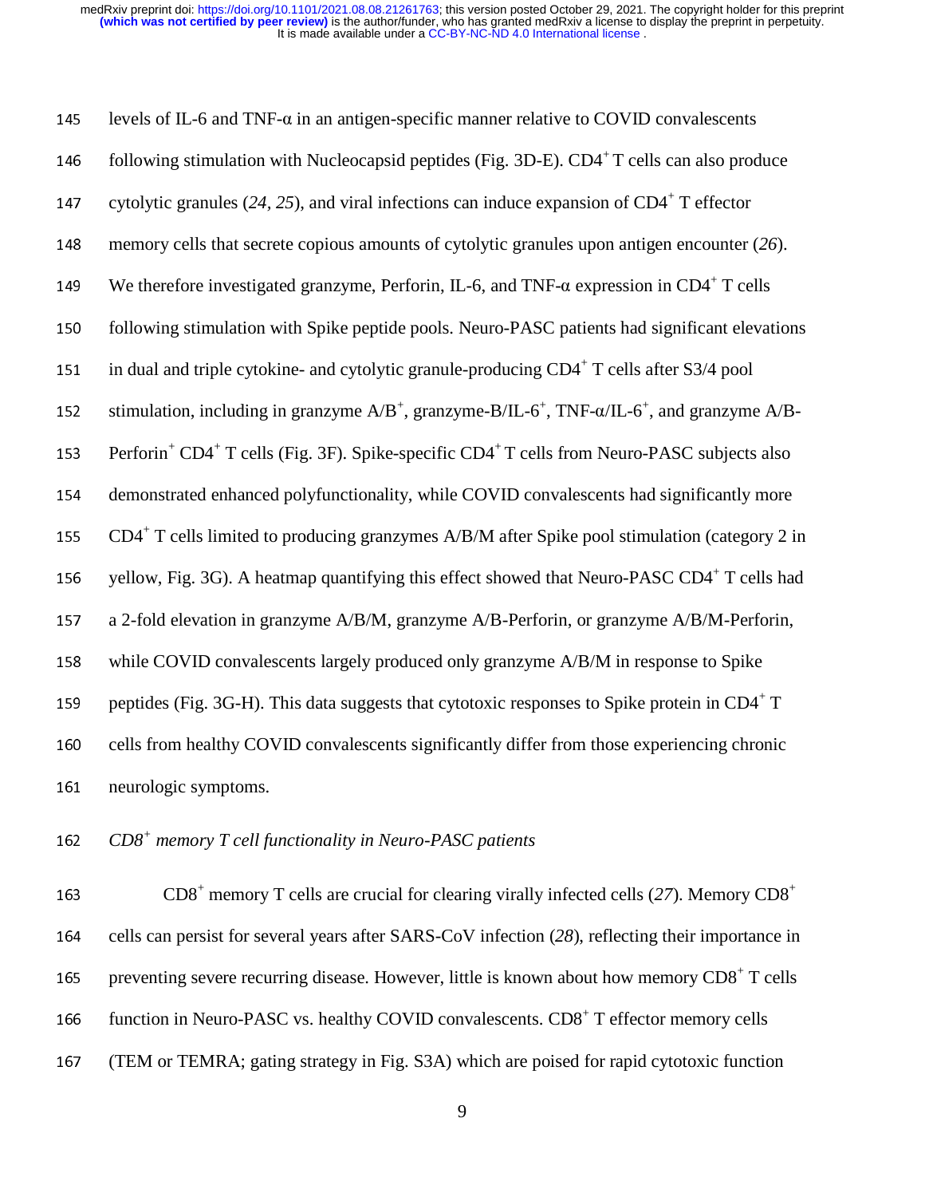levels of IL-6 and TNF-α in an antigen-specific manner relative to COVID convalescents following stimulation with Nucleocapsid peptides (Fig. 3D-E). $CD4^+$ T cells can also produce cytolytic granules (*24, 25*), and viral infections can induce expansion of $CD4^+$ T effector memory cells that secrete copious amounts of cytolytic granules upon antigen encounter (*26*). We therefore investigated granzyme, Perforin, IL-6, and TNF-α expression in $CD4^+$ T cells following stimulation with Spike peptide pools. Neuro-PASC patients had significant elevations in dual and triple cytokine- and cytolytic granule-producing $CD4^+$ T cells after S3/4 pool stimulation, including in granzyme $A/B^+$, granzyme-B/IL-$6^+$, TNF-α/IL-$6^+$, and granzyme A/B-$Perforin^+$ $CD4^+$ T cells (Fig. 3F). Spike-specific $CD4^+$ T cells from Neuro-PASC subjects also demonstrated enhanced polyfunctionality, while COVID convalescents had significantly more $CD4^+$ T cells limited to producing granzymes A/B/M after Spike pool stimulation (category 2 in yellow, Fig. 3G). A heatmap quantifying this effect showed that Neuro-PASC $CD4^+$ T cells had a 2-fold elevation in granzyme A/B/M, granzyme A/B-Perforin, or granzyme A/B/M-Perforin, while COVID convalescents largely produced only granzyme A/B/M in response to Spike peptides (Fig. 3G-H). This data suggests that cytotoxic responses to Spike protein in $CD4^+$ T cells from healthy COVID convalescents significantly differ from those experiencing chronic neurologic symptoms.

### *$CD8^+$ memory T cell functionality in Neuro-PASC patients*

$CD8^+$ memory T cells are crucial for clearing virally infected cells (*27*). Memory $CD8^+$ cells can persist for several years after SARS-CoV infection (*28*), reflecting their importance in preventing severe recurring disease. However, little is known about how memory $CD8^+$ T cells function in Neuro-PASC vs. healthy COVID convalescents. $CD8^+$ T effector memory cells (TEM or TEMRA; gating strategy in Fig. S3A) which are poised for rapid cytotoxic function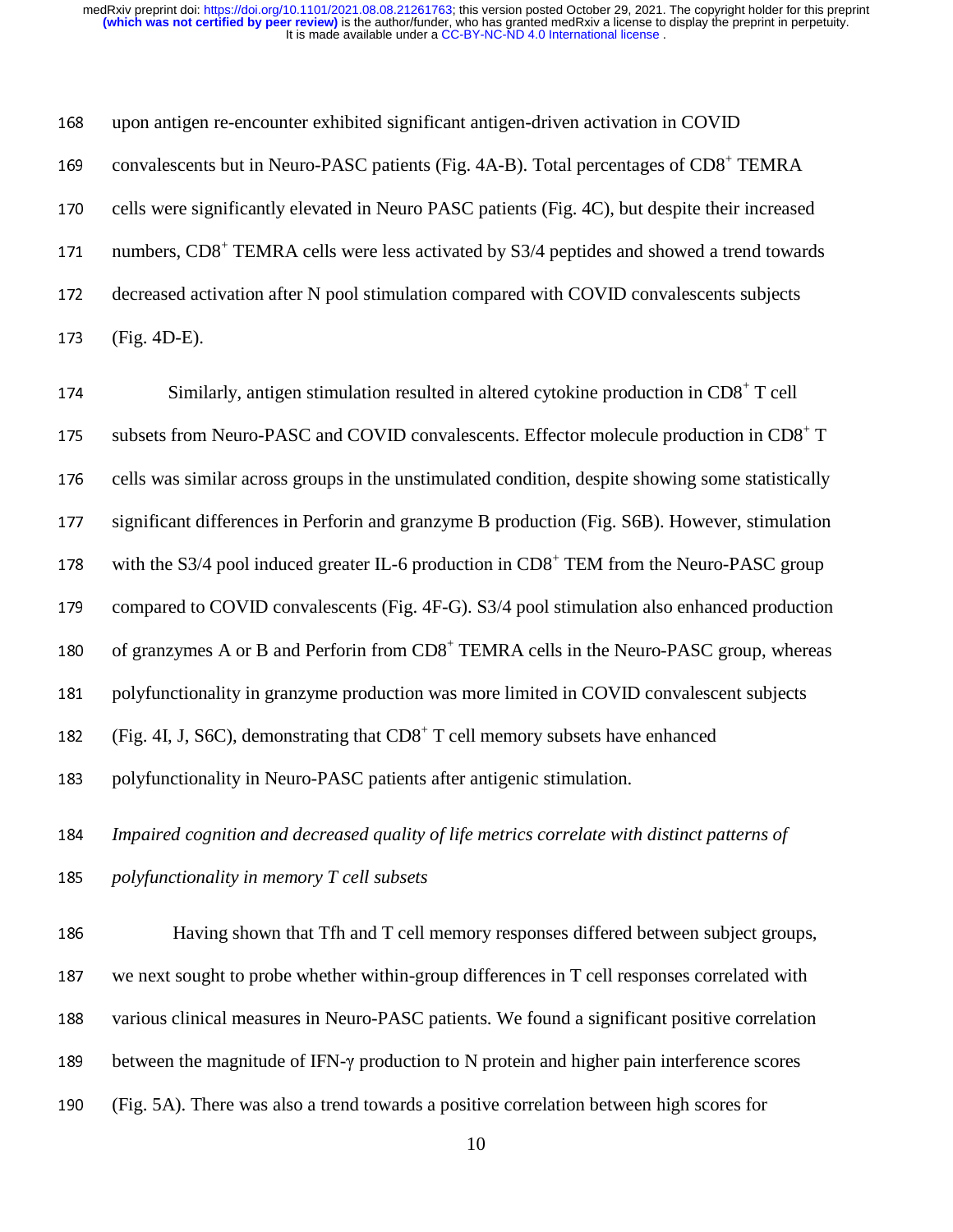upon antigen re-encounter exhibited significant antigen-driven activation in COVID convalescents but in Neuro-PASC patients (Fig. 4A-B). Total percentages of CD8$^+$ TEMRA cells were significantly elevated in Neuro PASC patients (Fig. 4C), but despite their increased numbers, CD8$^+$ TEMRA cells were less activated by S3/4 peptides and showed a trend towards decreased activation after N pool stimulation compared with COVID convalescents subjects (Fig. 4D-E).

Similarly, antigen stimulation resulted in altered cytokine production in CD8$^+$ T cell subsets from Neuro-PASC and COVID convalescents. Effector molecule production in CD8$^+$ T cells was similar across groups in the unstimulated condition, despite showing some statistically significant differences in Perforin and granzyme B production (Fig. S6B). However, stimulation with the S3/4 pool induced greater IL-6 production in CD8$^+$ TEM from the Neuro-PASC group compared to COVID convalescents (Fig. 4F-G). S3/4 pool stimulation also enhanced production of granzymes A or B and Perforin from CD8$^+$ TEMRA cells in the Neuro-PASC group, whereas polyfunctionality in granzyme production was more limited in COVID convalescent subjects (Fig. 4I, J, S6C), demonstrating that CD8$^+$ T cell memory subsets have enhanced polyfunctionality in Neuro-PASC patients after antigenic stimulation.

*Impaired cognition and decreased quality of life metrics correlate with distinct patterns of polyfunctionality in memory T cell subsets*

Having shown that Tfh and T cell memory responses differed between subject groups, we next sought to probe whether within-group differences in T cell responses correlated with various clinical measures in Neuro-PASC patients. We found a significant positive correlation between the magnitude of IFN-γ production to N protein and higher pain interference scores (Fig. 5A). There was also a trend towards a positive correlation between high scores for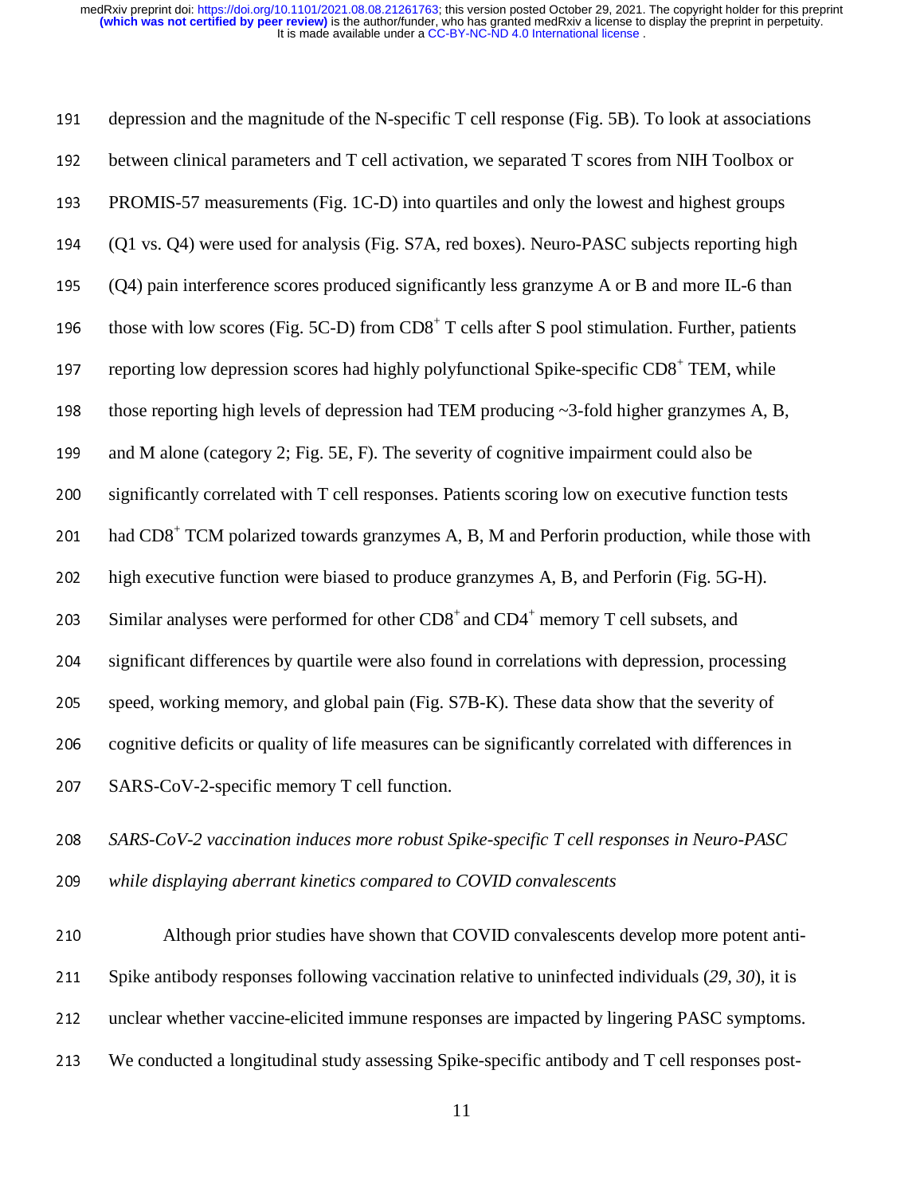depression and the magnitude of the N-specific T cell response (Fig. 5B). To look at associations between clinical parameters and T cell activation, we separated T scores from NIH Toolbox or PROMIS-57 measurements (Fig. 1C-D) into quartiles and only the lowest and highest groups (Q1 vs. Q4) were used for analysis (Fig. S7A, red boxes). Neuro-PASC subjects reporting high (Q4) pain interference scores produced significantly less granzyme A or B and more IL-6 than those with low scores (Fig. 5C-D) from $CD8^+$ T cells after S pool stimulation. Further, patients reporting low depression scores had highly polyfunctional Spike-specific $CD8^+$ TEM, while those reporting high levels of depression had TEM producing ~3-fold higher granzymes A, B, and M alone (category 2; Fig. 5E, F). The severity of cognitive impairment could also be significantly correlated with T cell responses. Patients scoring low on executive function tests had $CD8^+$ TCM polarized towards granzymes A, B, M and Perforin production, while those with high executive function were biased to produce granzymes A, B, and Perforin (Fig. 5G-H). Similar analyses were performed for other $CD8^+$ and $CD4^+$ memory T cell subsets, and significant differences by quartile were also found in correlations with depression, processing speed, working memory, and global pain (Fig. S7B-K). These data show that the severity of cognitive deficits or quality of life measures can be significantly correlated with differences in SARS-CoV-2-specific memory T cell function.

### *SARS-CoV-2 vaccination induces more robust Spike-specific T cell responses in Neuro-PASC while displaying aberrant kinetics compared to COVID convalescents*

Although prior studies have shown that COVID convalescents develop more potent anti-Spike antibody responses following vaccination relative to uninfected individuals (*29, 30*), it is unclear whether vaccine-elicited immune responses are impacted by lingering PASC symptoms. We conducted a longitudinal study assessing Spike-specific antibody and T cell responses post-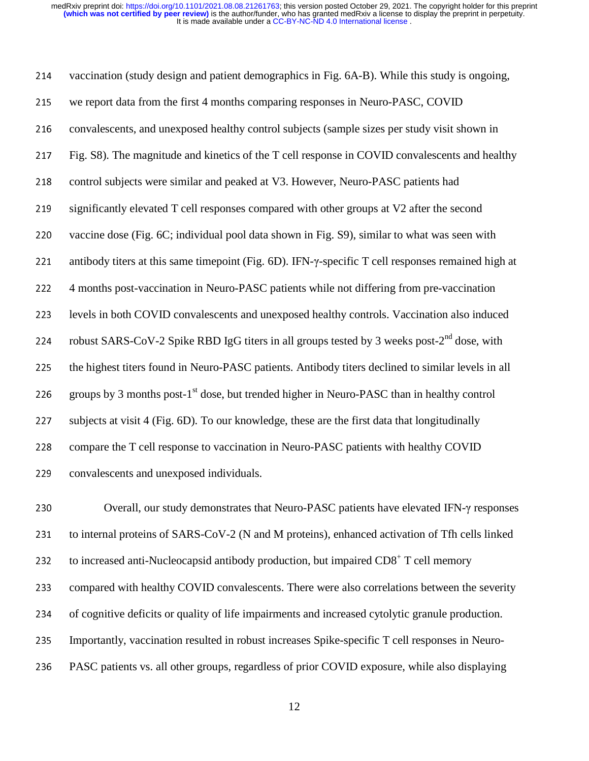vaccination (study design and patient demographics in Fig. 6A-B). While this study is ongoing, we report data from the first 4 months comparing responses in Neuro-PASC, COVID convalescents, and unexposed healthy control subjects (sample sizes per study visit shown in Fig. S8). The magnitude and kinetics of the T cell response in COVID convalescents and healthy control subjects were similar and peaked at V3. However, Neuro-PASC patients had significantly elevated T cell responses compared with other groups at V2 after the second vaccine dose (Fig. 6C; individual pool data shown in Fig. S9), similar to what was seen with antibody titers at this same timepoint (Fig. 6D). IFN-γ-specific T cell responses remained high at 4 months post-vaccination in Neuro-PASC patients while not differing from pre-vaccination levels in both COVID convalescents and unexposed healthy controls. Vaccination also induced robust SARS-CoV-2 Spike RBD IgG titers in all groups tested by 3 weeks post-2nd dose, with the highest titers found in Neuro-PASC patients. Antibody titers declined to similar levels in all groups by 3 months post-1st dose, but trended higher in Neuro-PASC than in healthy control subjects at visit 4 (Fig. 6D). To our knowledge, these are the first data that longitudinally compare the T cell response to vaccination in Neuro-PASC patients with healthy COVID convalescents and unexposed individuals.

Overall, our study demonstrates that Neuro-PASC patients have elevated IFN-γ responses to internal proteins of SARS-CoV-2 (N and M proteins), enhanced activation of Tfh cells linked to increased anti-Nucleocapsid antibody production, but impaired $CD8^+$ T cell memory compared with healthy COVID convalescents. There were also correlations between the severity of cognitive deficits or quality of life impairments and increased cytolytic granule production. Importantly, vaccination resulted in robust increases Spike-specific T cell responses in Neuro-PASC patients vs. all other groups, regardless of prior COVID exposure, while also displaying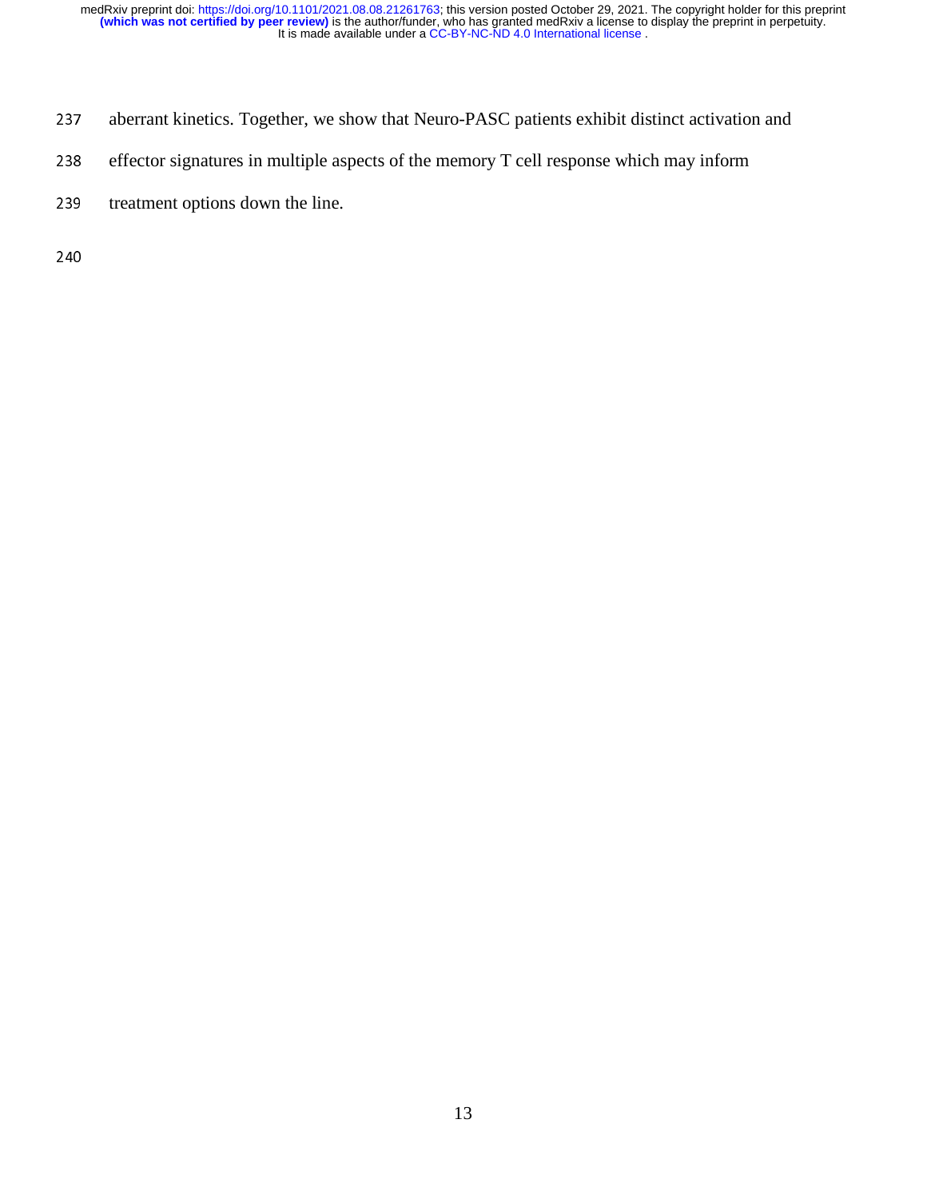aberrant kinetics. Together, we show that Neuro-PASC patients exhibit distinct activation and effector signatures in multiple aspects of the memory T cell response which may inform treatment options down the line.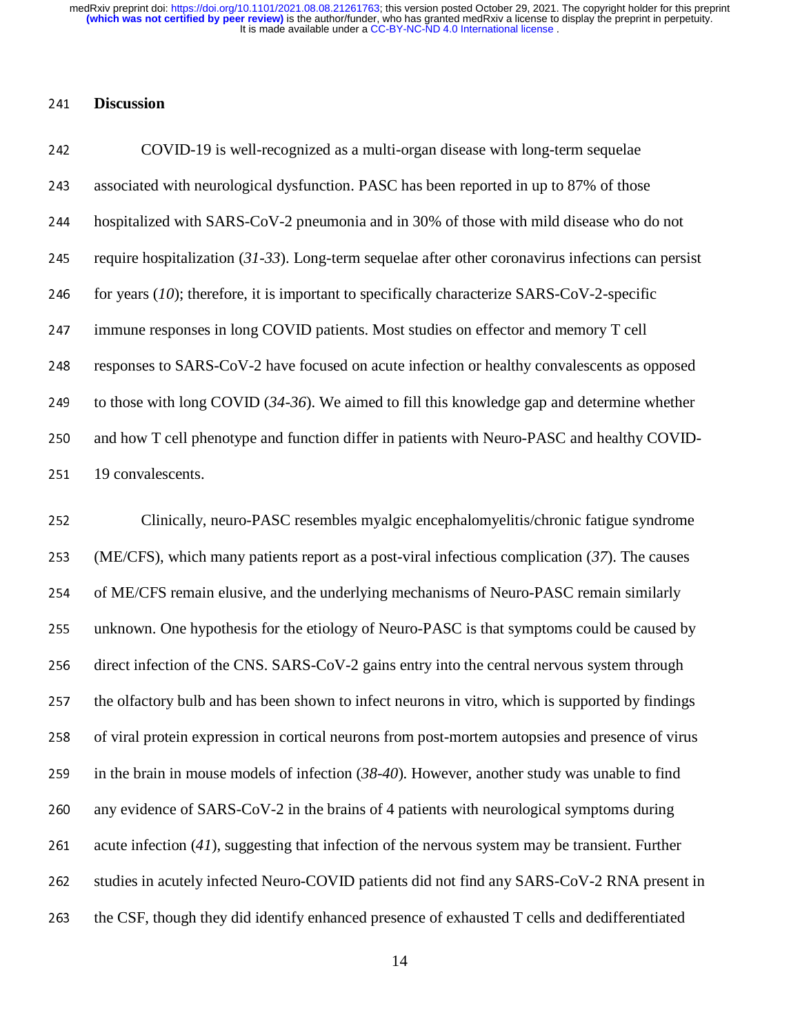## Discussion

COVID-19 is well-recognized as a multi-organ disease with long-term sequelae associated with neurological dysfunction. PASC has been reported in up to 87% of those hospitalized with SARS-CoV-2 pneumonia and in 30% of those with mild disease who do not require hospitalization (*31-33*). Long-term sequelae after other coronavirus infections can persist for years (*10*); therefore, it is important to specifically characterize SARS-CoV-2-specific immune responses in long COVID patients. Most studies on effector and memory T cell responses to SARS-CoV-2 have focused on acute infection or healthy convalescents as opposed to those with long COVID (*34-36*). We aimed to fill this knowledge gap and determine whether and how T cell phenotype and function differ in patients with Neuro-PASC and healthy COVID-19 convalescents.

Clinically, neuro-PASC resembles myalgic encephalomyelitis/chronic fatigue syndrome (ME/CFS), which many patients report as a post-viral infectious complication (*37*). The causes of ME/CFS remain elusive, and the underlying mechanisms of Neuro-PASC remain similarly unknown. One hypothesis for the etiology of Neuro-PASC is that symptoms could be caused by direct infection of the CNS. SARS-CoV-2 gains entry into the central nervous system through the olfactory bulb and has been shown to infect neurons in vitro, which is supported by findings of viral protein expression in cortical neurons from post-mortem autopsies and presence of virus in the brain in mouse models of infection (*38-40*). However, another study was unable to find any evidence of SARS-CoV-2 in the brains of 4 patients with neurological symptoms during acute infection (*41*), suggesting that infection of the nervous system may be transient. Further studies in acutely infected Neuro-COVID patients did not find any SARS-CoV-2 RNA present in the CSF, though they did identify enhanced presence of exhausted T cells and dedifferentiated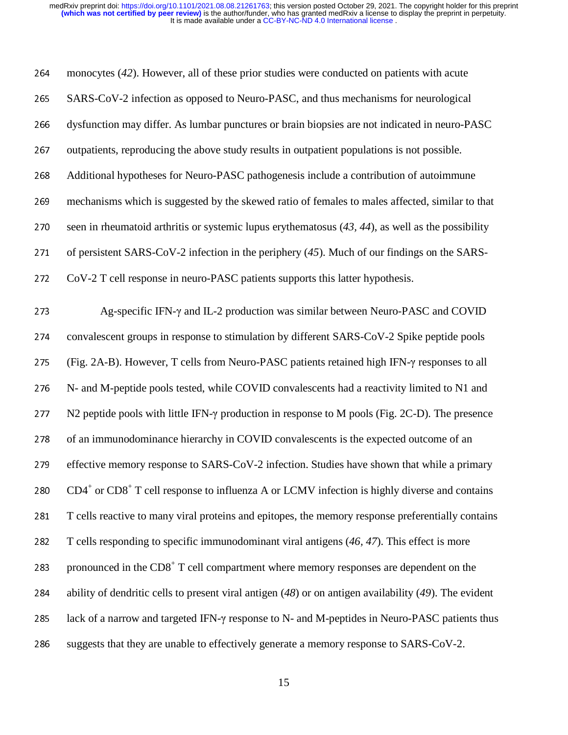monocytes (*42*). However, all of these prior studies were conducted on patients with acute SARS-CoV-2 infection as opposed to Neuro-PASC, and thus mechanisms for neurological dysfunction may differ. As lumbar punctures or brain biopsies are not indicated in neuro-PASC outpatients, reproducing the above study results in outpatient populations is not possible. Additional hypotheses for Neuro-PASC pathogenesis include a contribution of autoimmune mechanisms which is suggested by the skewed ratio of females to males affected, similar to that seen in rheumatoid arthritis or systemic lupus erythematosus (*43*, *44*), as well as the possibility of persistent SARS-CoV-2 infection in the periphery (*45*). Much of our findings on the SARS-CoV-2 T cell response in neuro-PASC patients supports this latter hypothesis.

Ag-specific IFN-γ and IL-2 production was similar between Neuro-PASC and COVID convalescent groups in response to stimulation by different SARS-CoV-2 Spike peptide pools (Fig. 2A-B). However, T cells from Neuro-PASC patients retained high IFN-γ responses to all N- and M-peptide pools tested, while COVID convalescents had a reactivity limited to N1 and N2 peptide pools with little IFN-γ production in response to M pools (Fig. 2C-D). The presence of an immunodominance hierarchy in COVID convalescents is the expected outcome of an effective memory response to SARS-CoV-2 infection. Studies have shown that while a primary $CD4^+$ or $CD8^+$ T cell response to influenza A or LCMV infection is highly diverse and contains T cells reactive to many viral proteins and epitopes, the memory response preferentially contains T cells responding to specific immunodominant viral antigens (*46*, *47*). This effect is more pronounced in the $CD8^+$ T cell compartment where memory responses are dependent on the ability of dendritic cells to present viral antigen (*48*) or on antigen availability (*49*). The evident lack of a narrow and targeted IFN-γ response to N- and M-peptides in Neuro-PASC patients thus suggests that they are unable to effectively generate a memory response to SARS-CoV-2.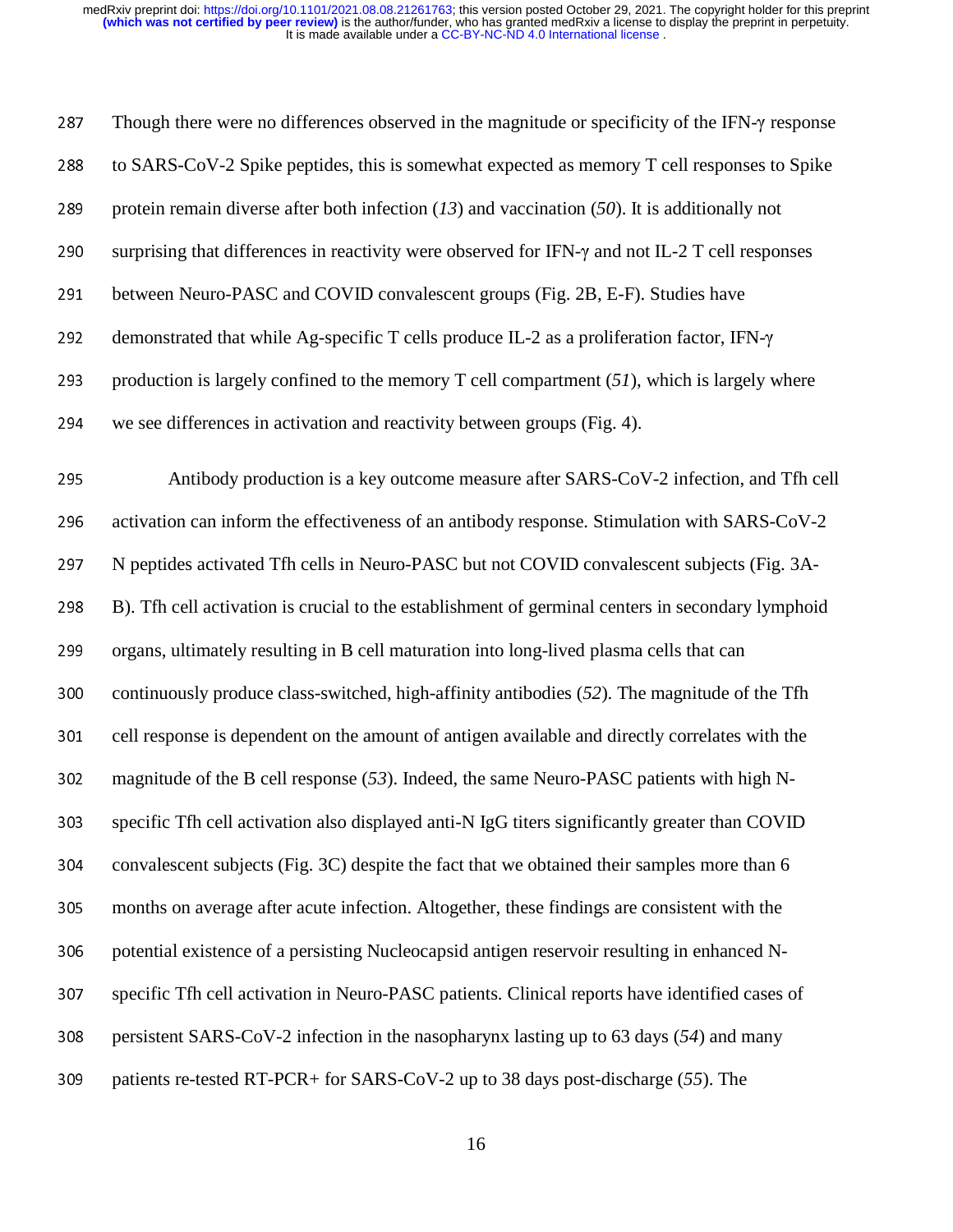Though there were no differences observed in the magnitude or specificity of the IFN-γ response to SARS-CoV-2 Spike peptides, this is somewhat expected as memory T cell responses to Spike protein remain diverse after both infection (*13*) and vaccination (*50*). It is additionally not surprising that differences in reactivity were observed for IFN-γ and not IL-2 T cell responses between Neuro-PASC and COVID convalescent groups (Fig. 2B, E-F). Studies have demonstrated that while Ag-specific T cells produce IL-2 as a proliferation factor, IFN-γ production is largely confined to the memory T cell compartment (*51*), which is largely where we see differences in activation and reactivity between groups (Fig. 4).

Antibody production is a key outcome measure after SARS-CoV-2 infection, and Tfh cell activation can inform the effectiveness of an antibody response. Stimulation with SARS-CoV-2 N peptides activated Tfh cells in Neuro-PASC but not COVID convalescent subjects (Fig. 3A-B). Tfh cell activation is crucial to the establishment of germinal centers in secondary lymphoid organs, ultimately resulting in B cell maturation into long-lived plasma cells that can continuously produce class-switched, high-affinity antibodies (*52*). The magnitude of the Tfh cell response is dependent on the amount of antigen available and directly correlates with the magnitude of the B cell response (*53*). Indeed, the same Neuro-PASC patients with high N-specific Tfh cell activation also displayed anti-N IgG titers significantly greater than COVID convalescent subjects (Fig. 3C) despite the fact that we obtained their samples more than 6 months on average after acute infection. Altogether, these findings are consistent with the potential existence of a persisting Nucleocapsid antigen reservoir resulting in enhanced N-specific Tfh cell activation in Neuro-PASC patients. Clinical reports have identified cases of persistent SARS-CoV-2 infection in the nasopharynx lasting up to 63 days (*54*) and many patients re-tested RT-PCR+ for SARS-CoV-2 up to 38 days post-discharge (*55*). The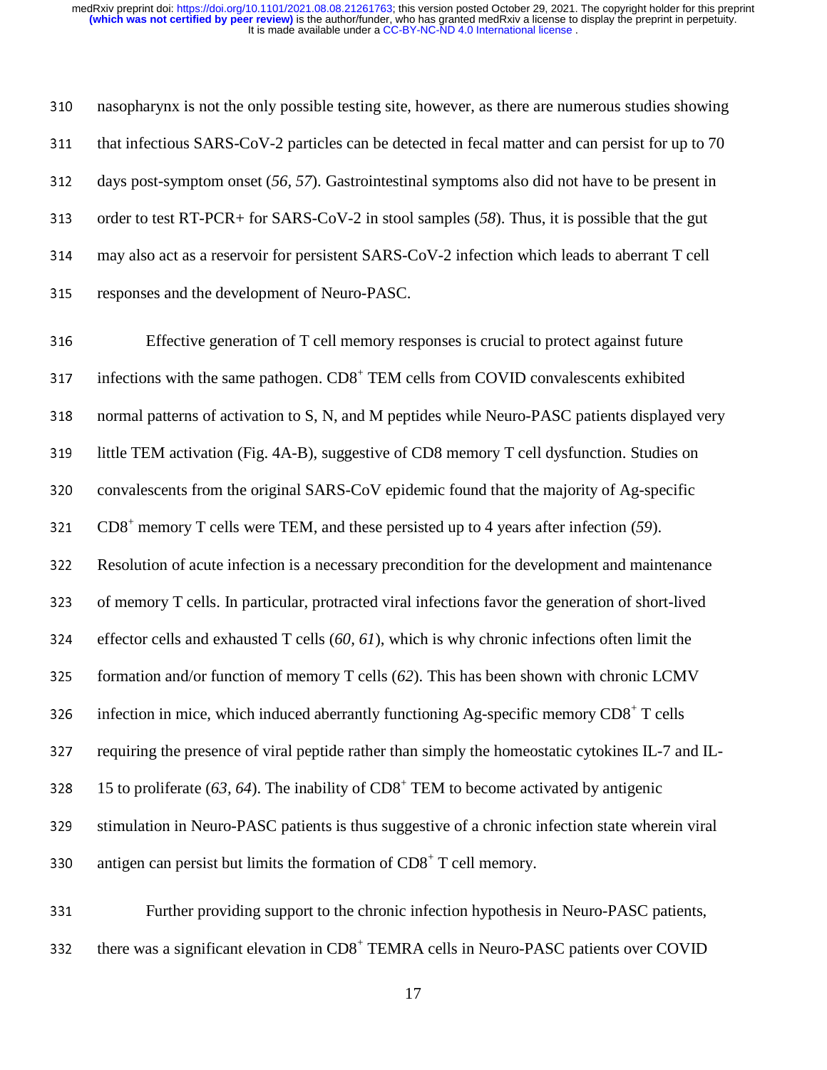nasopharynx is not the only possible testing site, however, as there are numerous studies showing that infectious SARS-CoV-2 particles can be detected in fecal matter and can persist for up to 70 days post-symptom onset (*56, 57*). Gastrointestinal symptoms also did not have to be present in order to test RT-PCR+ for SARS-CoV-2 in stool samples (*58*). Thus, it is possible that the gut may also act as a reservoir for persistent SARS-CoV-2 infection which leads to aberrant T cell responses and the development of Neuro-PASC.

Effective generation of T cell memory responses is crucial to protect against future infections with the same pathogen. $CD8^+$ TEM cells from COVID convalescents exhibited normal patterns of activation to S, N, and M peptides while Neuro-PASC patients displayed very little TEM activation (Fig. 4A-B), suggestive of CD8 memory T cell dysfunction. Studies on convalescents from the original SARS-CoV epidemic found that the majority of Ag-specific $CD8^+$ memory T cells were TEM, and these persisted up to 4 years after infection (*59*). Resolution of acute infection is a necessary precondition for the development and maintenance of memory T cells. In particular, protracted viral infections favor the generation of short-lived effector cells and exhausted T cells (*60, 61*), which is why chronic infections often limit the formation and/or function of memory T cells (*62*). This has been shown with chronic LCMV infection in mice, which induced aberrantly functioning Ag-specific memory $CD8^+$ T cells requiring the presence of viral peptide rather than simply the homeostatic cytokines IL-7 and IL-15 to proliferate (*63, 64*). The inability of $CD8^+$ TEM to become activated by antigenic stimulation in Neuro-PASC patients is thus suggestive of a chronic infection state wherein viral antigen can persist but limits the formation of $CD8^+$ T cell memory.

Further providing support to the chronic infection hypothesis in Neuro-PASC patients, there was a significant elevation in $CD8^+$ TEMRA cells in Neuro-PASC patients over COVID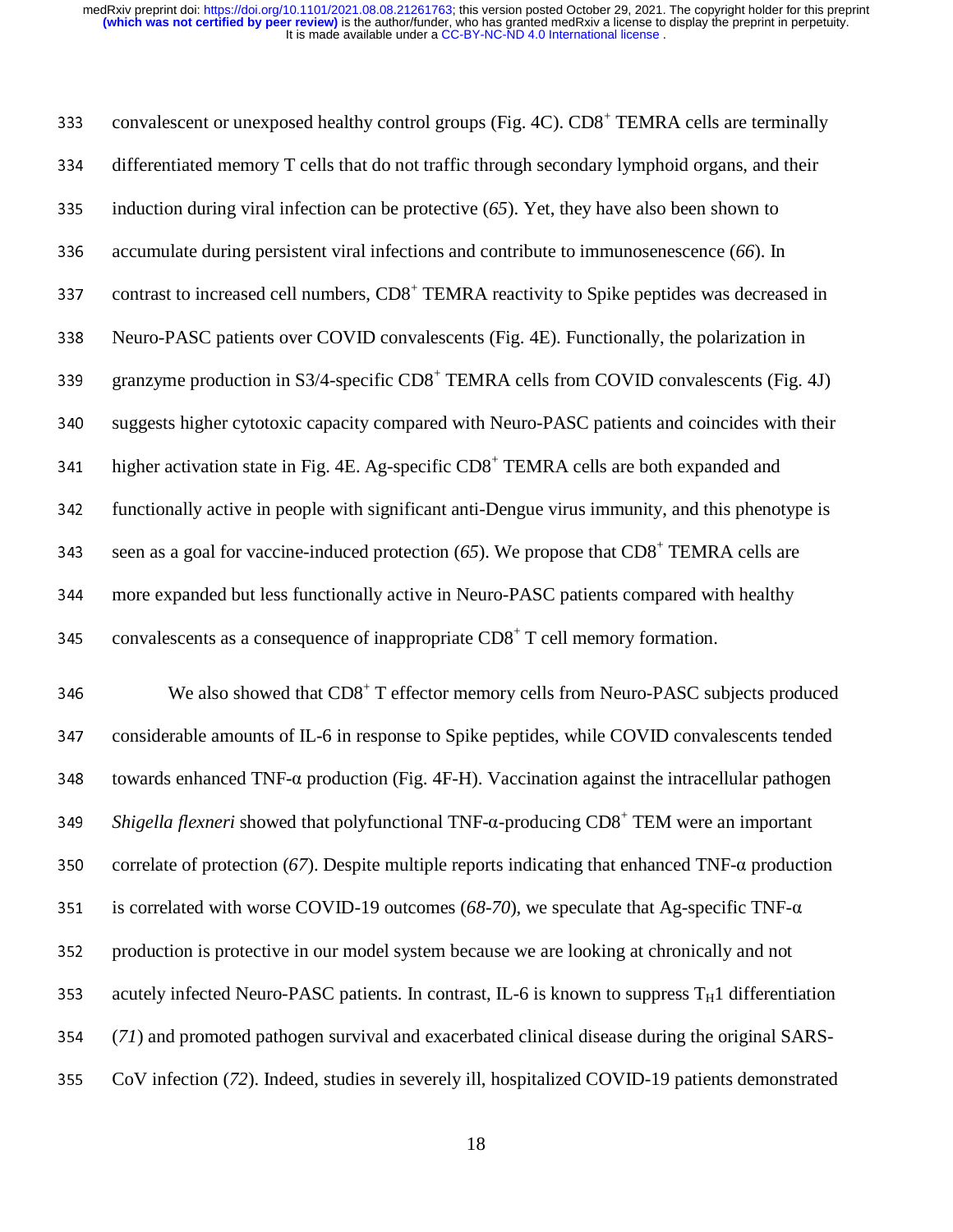convalescent or unexposed healthy control groups (Fig. 4C). $CD8^+$ TEMRA cells are terminally differentiated memory T cells that do not traffic through secondary lymphoid organs, and their induction during viral infection can be protective (*65*). Yet, they have also been shown to accumulate during persistent viral infections and contribute to immunosenescence (*66*). In contrast to increased cell numbers, $CD8^+$ TEMRA reactivity to Spike peptides was decreased in Neuro-PASC patients over COVID convalescents (Fig. 4E). Functionally, the polarization in granzyme production in S3/4-specific $CD8^+$ TEMRA cells from COVID convalescents (Fig. 4J) suggests higher cytotoxic capacity compared with Neuro-PASC patients and coincides with their higher activation state in Fig. 4E. Ag-specific $CD8^+$ TEMRA cells are both expanded and functionally active in people with significant anti-Dengue virus immunity, and this phenotype is seen as a goal for vaccine-induced protection (*65*). We propose that $CD8^+$ TEMRA cells are more expanded but less functionally active in Neuro-PASC patients compared with healthy convalescents as a consequence of inappropriate $CD8^+$ T cell memory formation.

We also showed that $CD8^+$ T effector memory cells from Neuro-PASC subjects produced considerable amounts of IL-6 in response to Spike peptides, while COVID convalescents tended towards enhanced TNF-α production (Fig. 4F-H). Vaccination against the intracellular pathogen *Shigella flexneri* showed that polyfunctional TNF-α-producing $CD8^+$ TEM were an important correlate of protection (*67*). Despite multiple reports indicating that enhanced TNF-α production is correlated with worse COVID-19 outcomes (*68-70*), we speculate that Ag-specific TNF-α production is protective in our model system because we are looking at chronically and not acutely infected Neuro-PASC patients. In contrast, IL-6 is known to suppress $T_H1$ differentiation (*71*) and promoted pathogen survival and exacerbated clinical disease during the original SARS-CoV infection (*72*). Indeed, studies in severely ill, hospitalized COVID-19 patients demonstrated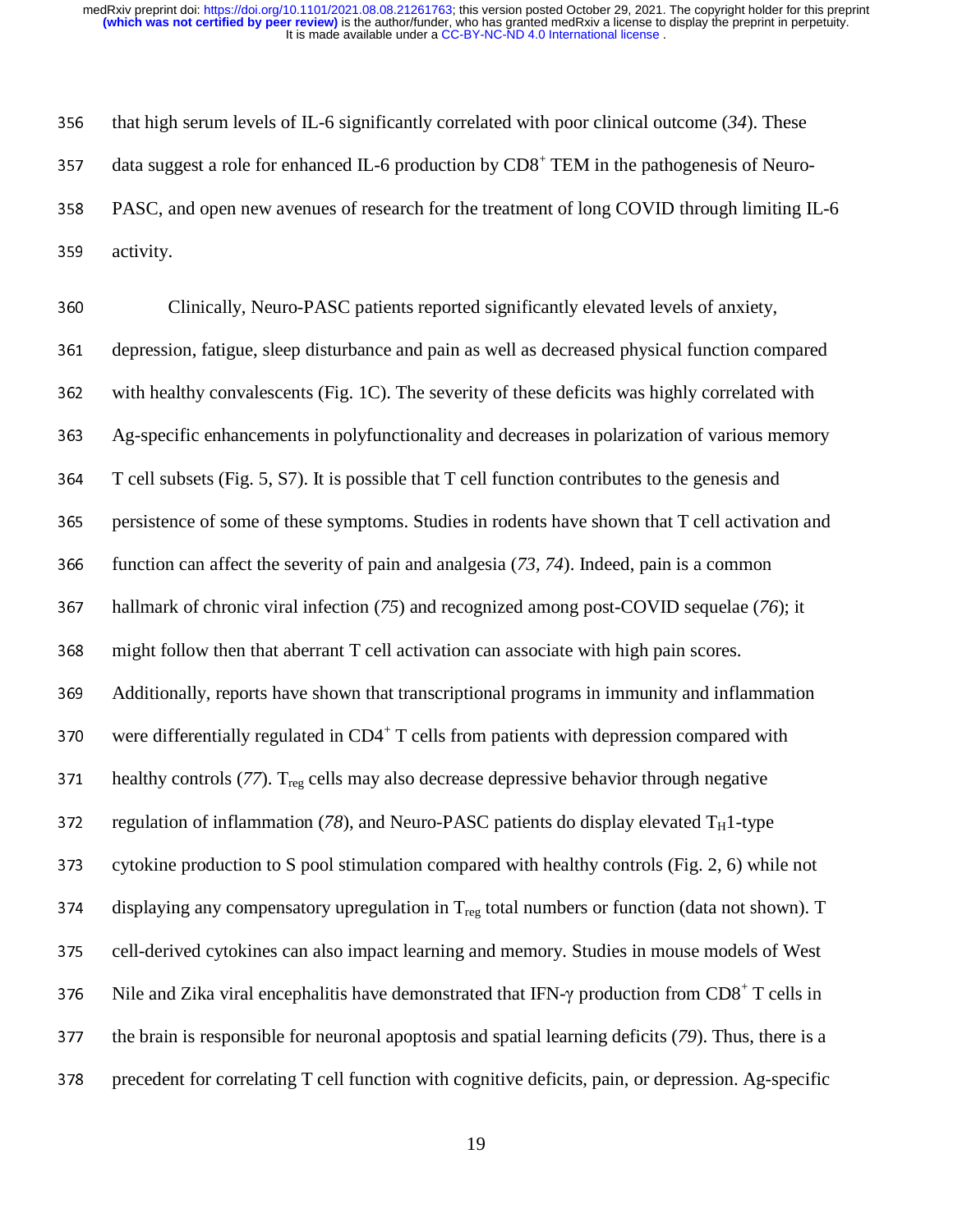that high serum levels of IL-6 significantly correlated with poor clinical outcome (*34*). These data suggest a role for enhanced IL-6 production by $CD8^+$ TEM in the pathogenesis of Neuro-PASC, and open new avenues of research for the treatment of long COVID through limiting IL-6 activity.

Clinically, Neuro-PASC patients reported significantly elevated levels of anxiety, depression, fatigue, sleep disturbance and pain as well as decreased physical function compared with healthy convalescents (Fig. 1C). The severity of these deficits was highly correlated with Ag-specific enhancements in polyfunctionality and decreases in polarization of various memory T cell subsets (Fig. 5, S7). It is possible that T cell function contributes to the genesis and persistence of some of these symptoms. Studies in rodents have shown that T cell activation and function can affect the severity of pain and analgesia (*73, 74*). Indeed, pain is a common hallmark of chronic viral infection (*75*) and recognized among post-COVID sequelae (*76*); it might follow then that aberrant T cell activation can associate with high pain scores. Additionally, reports have shown that transcriptional programs in immunity and inflammation were differentially regulated in $CD4^+$ T cells from patients with depression compared with healthy controls (*77*). $T_{reg}$ cells may also decrease depressive behavior through negative regulation of inflammation (*78*), and Neuro-PASC patients do display elevated $T_H1$-type cytokine production to S pool stimulation compared with healthy controls (Fig. 2, 6) while not displaying any compensatory upregulation in $T_{reg}$ total numbers or function (data not shown). T cell-derived cytokines can also impact learning and memory. Studies in mouse models of West Nile and Zika viral encephalitis have demonstrated that IFN-γ production from $CD8^+$ T cells in the brain is responsible for neuronal apoptosis and spatial learning deficits (*79*). Thus, there is a precedent for correlating T cell function with cognitive deficits, pain, or depression. Ag-specific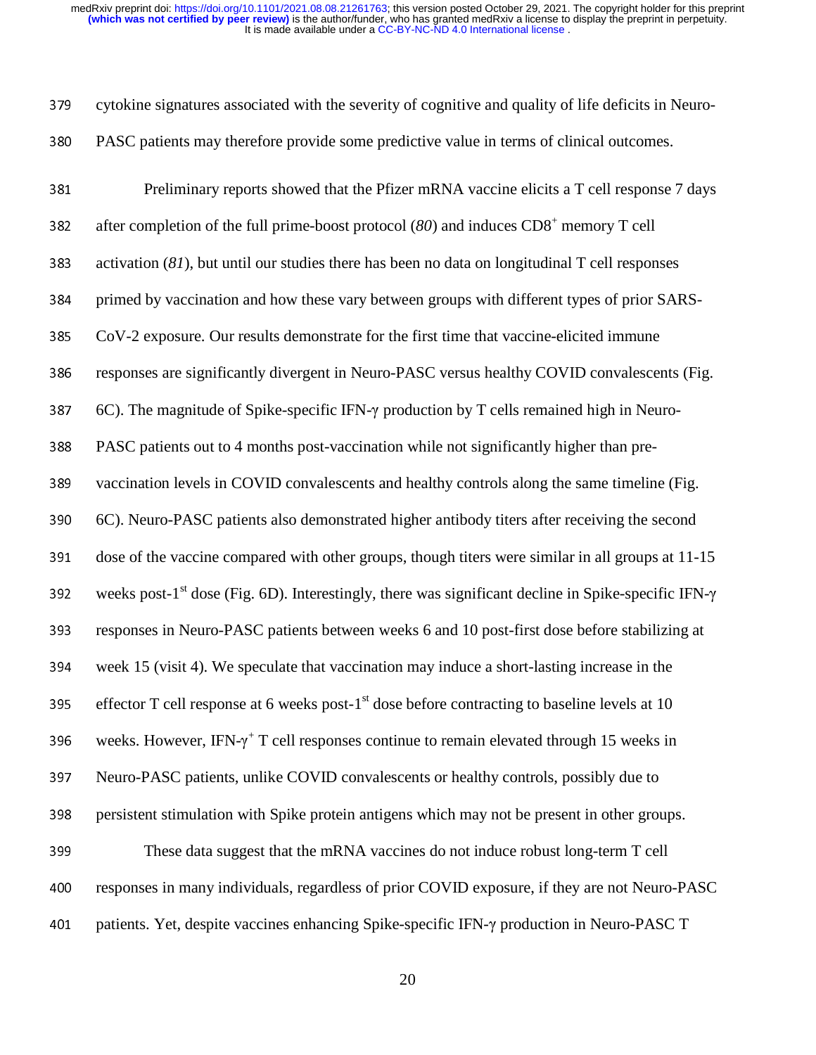cytokine signatures associated with the severity of cognitive and quality of life deficits in Neuro-PASC patients may therefore provide some predictive value in terms of clinical outcomes.

Preliminary reports showed that the Pfizer mRNA vaccine elicits a T cell response 7 days after completion of the full prime-boost protocol (*80*) and induces $CD8^+$ memory T cell activation (*81*), but until our studies there has been no data on longitudinal T cell responses primed by vaccination and how these vary between groups with different types of prior SARS-CoV-2 exposure. Our results demonstrate for the first time that vaccine-elicited immune responses are significantly divergent in Neuro-PASC versus healthy COVID convalescents (Fig. 6C). The magnitude of Spike-specific IFN-γ production by T cells remained high in Neuro-PASC patients out to 4 months post-vaccination while not significantly higher than pre-vaccination levels in COVID convalescents and healthy controls along the same timeline (Fig. 6C). Neuro-PASC patients also demonstrated higher antibody titers after receiving the second dose of the vaccine compared with other groups, though titers were similar in all groups at 11-15 weeks post-1st dose (Fig. 6D). Interestingly, there was significant decline in Spike-specific IFN-γ responses in Neuro-PASC patients between weeks 6 and 10 post-first dose before stabilizing at week 15 (visit 4). We speculate that vaccination may induce a short-lasting increase in the effector T cell response at 6 weeks post-1st dose before contracting to baseline levels at 10 weeks. However, IFN-$\gamma^+$ T cell responses continue to remain elevated through 15 weeks in Neuro-PASC patients, unlike COVID convalescents or healthy controls, possibly due to persistent stimulation with Spike protein antigens which may not be present in other groups.

These data suggest that the mRNA vaccines do not induce robust long-term T cell responses in many individuals, regardless of prior COVID exposure, if they are not Neuro-PASC patients. Yet, despite vaccines enhancing Spike-specific IFN-γ production in Neuro-PASC T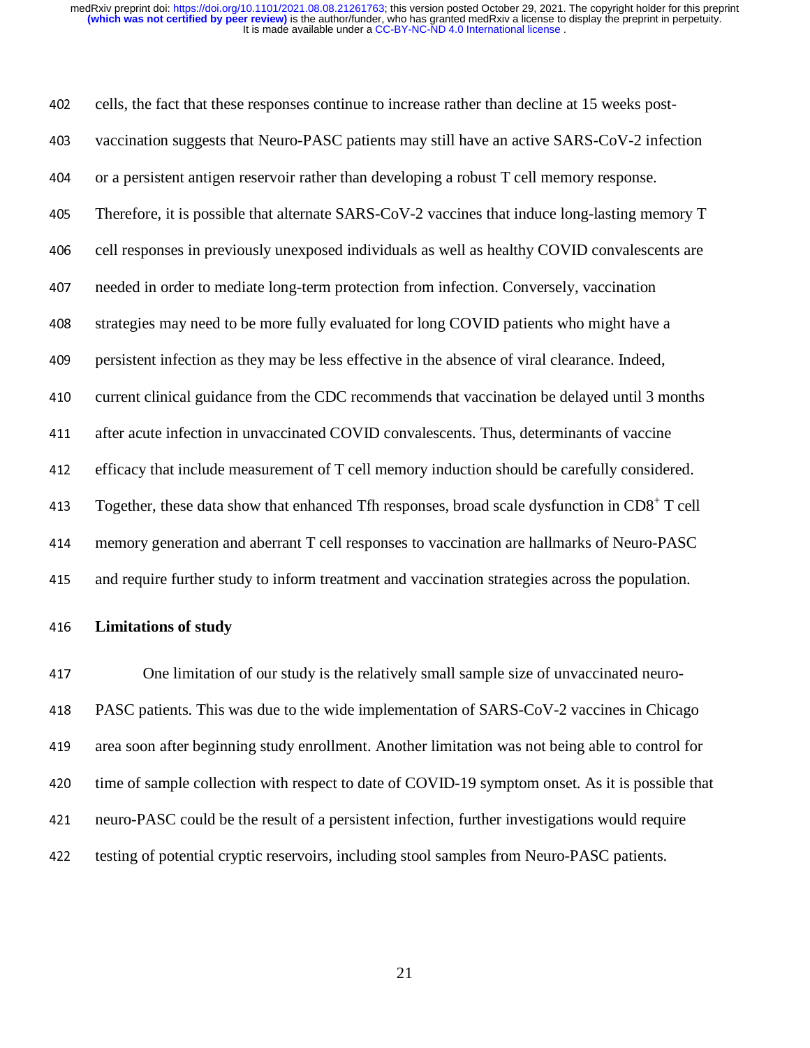cells, the fact that these responses continue to increase rather than decline at 15 weeks post-vaccination suggests that Neuro-PASC patients may still have an active SARS-CoV-2 infection or a persistent antigen reservoir rather than developing a robust T cell memory response. Therefore, it is possible that alternate SARS-CoV-2 vaccines that induce long-lasting memory T cell responses in previously unexposed individuals as well as healthy COVID convalescents are needed in order to mediate long-term protection from infection. Conversely, vaccination strategies may need to be more fully evaluated for long COVID patients who might have a persistent infection as they may be less effective in the absence of viral clearance. Indeed, current clinical guidance from the CDC recommends that vaccination be delayed until 3 months after acute infection in unvaccinated COVID convalescents. Thus, determinants of vaccine efficacy that include measurement of T cell memory induction should be carefully considered. Together, these data show that enhanced Tfh responses, broad scale dysfunction in $CD8^+$ T cell memory generation and aberrant T cell responses to vaccination are hallmarks of Neuro-PASC and require further study to inform treatment and vaccination strategies across the population.

**Limitations of study**

One limitation of our study is the relatively small sample size of unvaccinated neuro-PASC patients. This was due to the wide implementation of SARS-CoV-2 vaccines in Chicago area soon after beginning study enrollment. Another limitation was not being able to control for time of sample collection with respect to date of COVID-19 symptom onset. As it is possible that neuro-PASC could be the result of a persistent infection, further investigations would require testing of potential cryptic reservoirs, including stool samples from Neuro-PASC patients.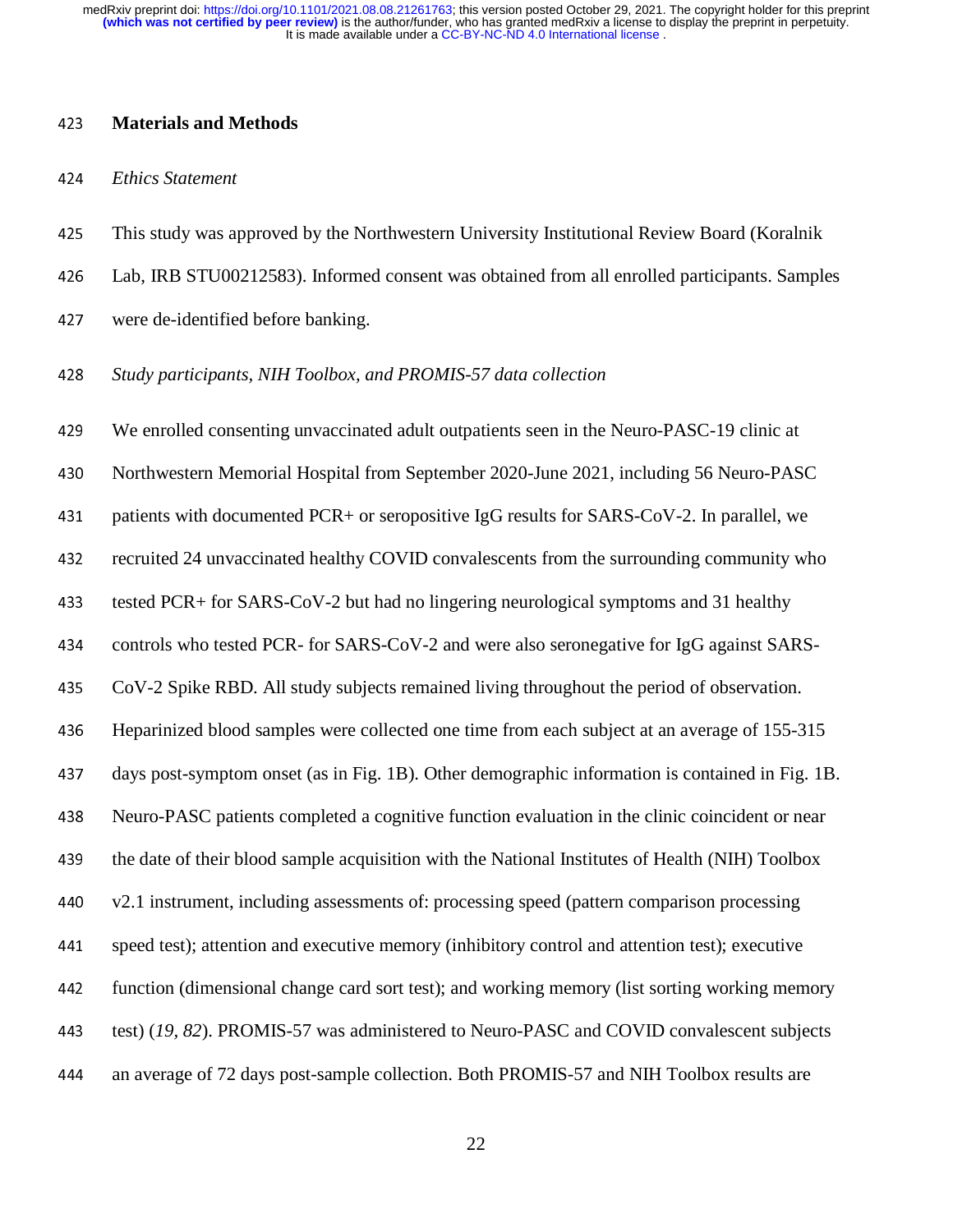## Materials and Methods

### *Ethics Statement*

This study was approved by the Northwestern University Institutional Review Board (Koralnik Lab, IRB STU00212583). Informed consent was obtained from all enrolled participants. Samples were de-identified before banking.

### *Study participants, NIH Toolbox, and PROMIS-57 data collection*

We enrolled consenting unvaccinated adult outpatients seen in the Neuro-PASC-19 clinic at Northwestern Memorial Hospital from September 2020-June 2021, including 56 Neuro-PASC patients with documented PCR+ or seropositive IgG results for SARS-CoV-2. In parallel, we recruited 24 unvaccinated healthy COVID convalescents from the surrounding community who tested PCR+ for SARS-CoV-2 but had no lingering neurological symptoms and 31 healthy controls who tested PCR- for SARS-CoV-2 and were also seronegative for IgG against SARS-CoV-2 Spike RBD. All study subjects remained living throughout the period of observation. Heparinized blood samples were collected one time from each subject at an average of 155-315 days post-symptom onset (as in Fig. 1B). Other demographic information is contained in Fig. 1B. Neuro-PASC patients completed a cognitive function evaluation in the clinic coincident or near the date of their blood sample acquisition with the National Institutes of Health (NIH) Toolbox v2.1 instrument, including assessments of: processing speed (pattern comparison processing speed test); attention and executive memory (inhibitory control and attention test); executive function (dimensional change card sort test); and working memory (list sorting working memory test) (*19*, *82*). PROMIS-57 was administered to Neuro-PASC and COVID convalescent subjects an average of 72 days post-sample collection. Both PROMIS-57 and NIH Toolbox results are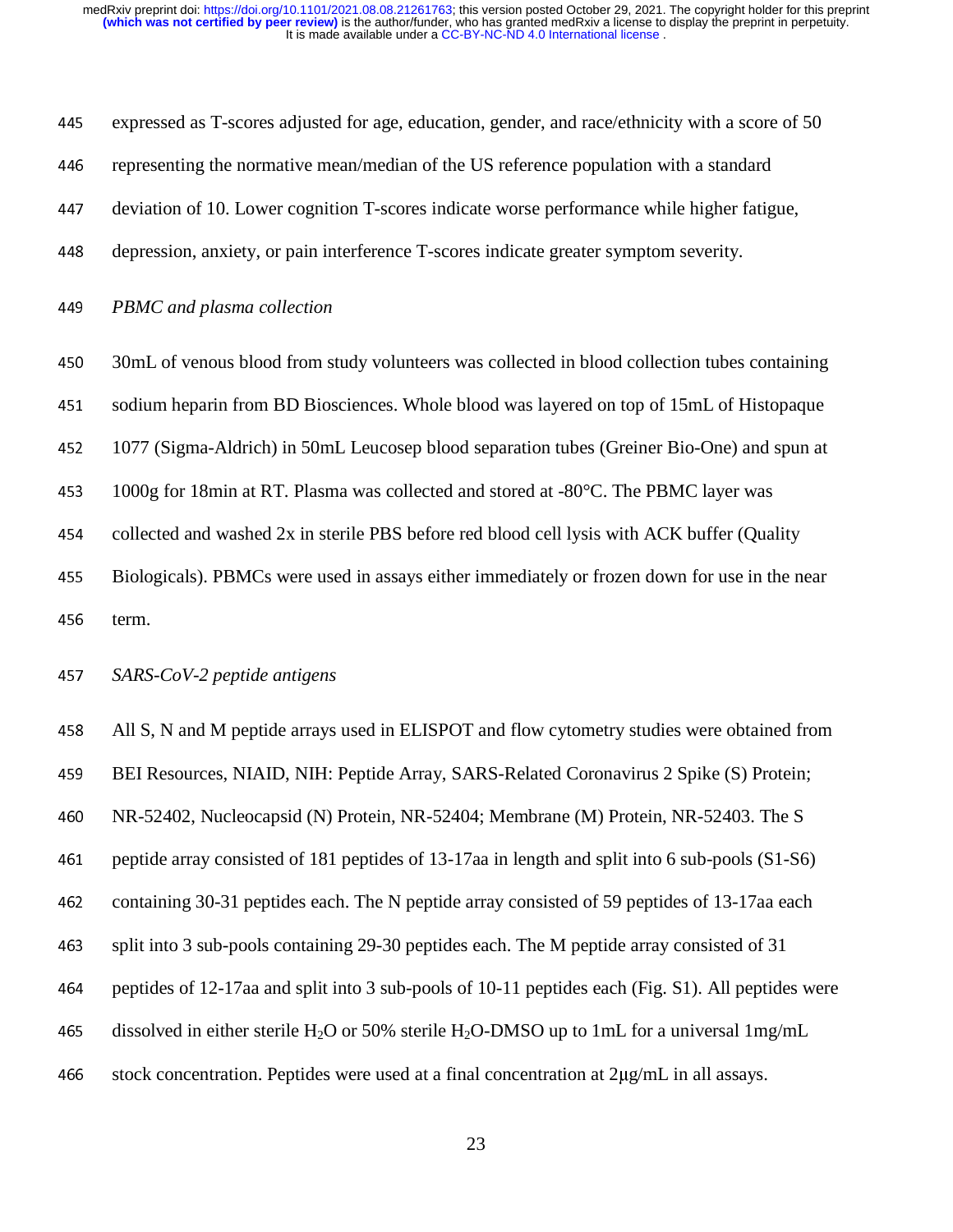expressed as T-scores adjusted for age, education, gender, and race/ethnicity with a score of 50 representing the normative mean/median of the US reference population with a standard deviation of 10. Lower cognition T-scores indicate worse performance while higher fatigue, depression, anxiety, or pain interference T-scores indicate greater symptom severity.

*PBMC and plasma collection*

30mL of venous blood from study volunteers was collected in blood collection tubes containing sodium heparin from BD Biosciences. Whole blood was layered on top of 15mL of Histopaque 1077 (Sigma-Aldrich) in 50mL Leucosep blood separation tubes (Greiner Bio-One) and spun at 1000g for 18min at RT. Plasma was collected and stored at -80°C. The PBMC layer was collected and washed 2x in sterile PBS before red blood cell lysis with ACK buffer (Quality Biologicals). PBMCs were used in assays either immediately or frozen down for use in the near term.

*SARS-CoV-2 peptide antigens*

All S, N and M peptide arrays used in ELISPOT and flow cytometry studies were obtained from BEI Resources, NIAID, NIH: Peptide Array, SARS-Related Coronavirus 2 Spike (S) Protein; NR-52402, Nucleocapsid (N) Protein, NR-52404; Membrane (M) Protein, NR-52403. The S peptide array consisted of 181 peptides of 13-17aa in length and split into 6 sub-pools (S1-S6) containing 30-31 peptides each. The N peptide array consisted of 59 peptides of 13-17aa each split into 3 sub-pools containing 29-30 peptides each. The M peptide array consisted of 31 peptides of 12-17aa and split into 3 sub-pools of 10-11 peptides each (Fig. S1). All peptides were dissolved in either sterile $H_2O$ or 50% sterile $H_2O$-DMSO up to 1mL for a universal 1mg/mL stock concentration. Peptides were used at a final concentration at 2μg/mL in all assays.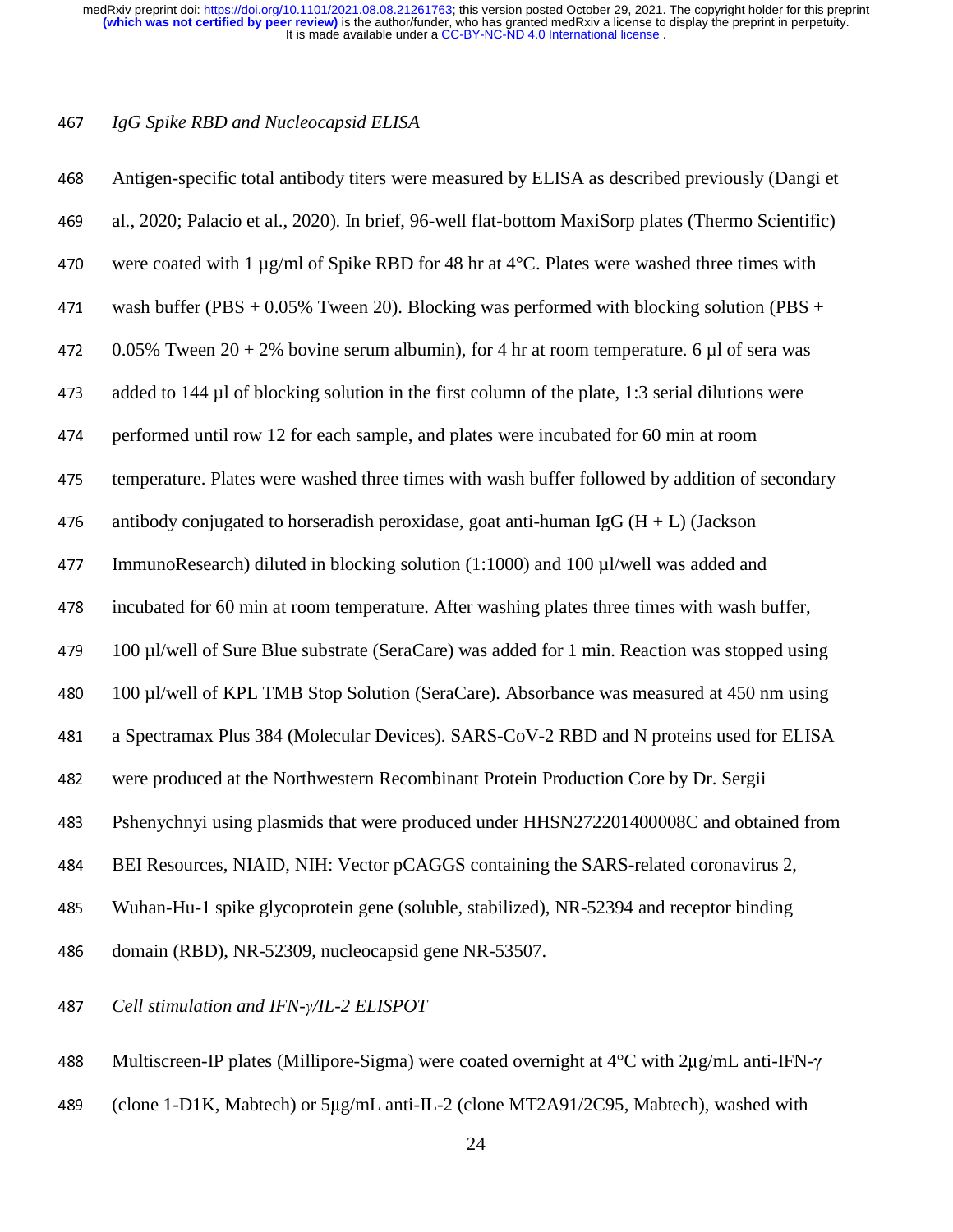*IgG Spike RBD and Nucleocapsid ELISA*

Antigen-specific total antibody titers were measured by ELISA as described previously (Dangi et al., 2020; Palacio et al., 2020). In brief, 96-well flat-bottom MaxiSorp plates (Thermo Scientific) were coated with 1 µg/ml of Spike RBD for 48 hr at 4°C. Plates were washed three times with wash buffer (PBS + 0.05% Tween 20). Blocking was performed with blocking solution (PBS + 0.05% Tween 20 + 2% bovine serum albumin), for 4 hr at room temperature. 6 µl of sera was added to 144 µl of blocking solution in the first column of the plate, 1:3 serial dilutions were performed until row 12 for each sample, and plates were incubated for 60 min at room temperature. Plates were washed three times with wash buffer followed by addition of secondary antibody conjugated to horseradish peroxidase, goat anti-human IgG (H + L) (Jackson ImmunoResearch) diluted in blocking solution (1:1000) and 100 µl/well was added and incubated for 60 min at room temperature. After washing plates three times with wash buffer, 100 µl/well of Sure Blue substrate (SeraCare) was added for 1 min. Reaction was stopped using 100 µl/well of KPL TMB Stop Solution (SeraCare). Absorbance was measured at 450 nm using a Spectramax Plus 384 (Molecular Devices). SARS-CoV-2 RBD and N proteins used for ELISA were produced at the Northwestern Recombinant Protein Production Core by Dr. Sergii Pshenychnyi using plasmids that were produced under HHSN272201400008C and obtained from BEI Resources, NIAID, NIH: Vector pCAGGS containing the SARS-related coronavirus 2, Wuhan-Hu-1 spike glycoprotein gene (soluble, stabilized), NR-52394 and receptor binding domain (RBD), NR-52309, nucleocapsid gene NR-53507.

*Cell stimulation and IFN-γ/IL-2 ELISPOT*

Multiscreen-IP plates (Millipore-Sigma) were coated overnight at 4°C with 2µg/mL anti-IFN-γ (clone 1-D1K, Mabtech) or 5µg/mL anti-IL-2 (clone MT2A91/2C95, Mabtech), washed with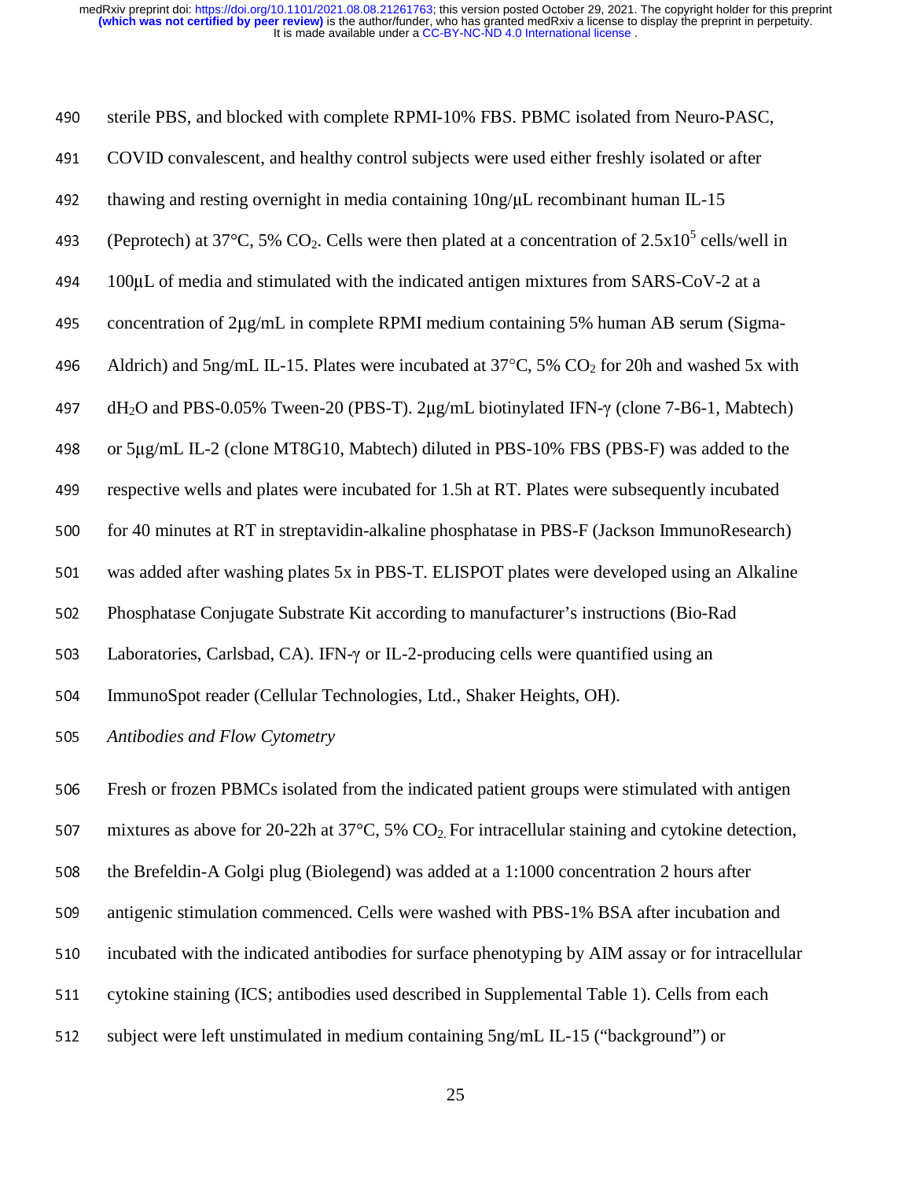sterile PBS, and blocked with complete RPMI-10% FBS. PBMC isolated from Neuro-PASC, COVID convalescent, and healthy control subjects were used either freshly isolated or after thawing and resting overnight in media containing 10ng/μL recombinant human IL-15 (Peprotech) at 37°C, 5% $CO_2$. Cells were then plated at a concentration of $2.5 \times 10^5$ cells/well in 100μL of media and stimulated with the indicated antigen mixtures from SARS-CoV-2 at a concentration of 2μg/mL in complete RPMI medium containing 5% human AB serum (Sigma-Aldrich) and 5ng/mL IL-15. Plates were incubated at 37°C, 5% $CO_2$ for 20h and washed 5x with $dH_2O$ and PBS-0.05% Tween-20 (PBS-T). 2μg/mL biotinylated IFN-γ (clone 7-B6-1, Mabtech) or 5μg/mL IL-2 (clone MT8G10, Mabtech) diluted in PBS-10% FBS (PBS-F) was added to the respective wells and plates were incubated for 1.5h at RT. Plates were subsequently incubated for 40 minutes at RT in streptavidin-alkaline phosphatase in PBS-F (Jackson ImmunoResearch) was added after washing plates 5x in PBS-T. ELISPOT plates were developed using an Alkaline Phosphatase Conjugate Substrate Kit according to manufacturer's instructions (Bio-Rad Laboratories, Carlsbad, CA). IFN-γ or IL-2-producing cells were quantified using an ImmunoSpot reader (Cellular Technologies, Ltd., Shaker Heights, OH).

*Antibodies and Flow Cytometry*

Fresh or frozen PBMCs isolated from the indicated patient groups were stimulated with antigen mixtures as above for 20-22h at 37°C, 5% $CO_2$. For intracellular staining and cytokine detection, the Brefeldin-A Golgi plug (Biolegend) was added at a 1:1000 concentration 2 hours after antigenic stimulation commenced. Cells were washed with PBS-1% BSA after incubation and incubated with the indicated antibodies for surface phenotyping by AIM assay or for intracellular cytokine staining (ICS; antibodies used described in Supplemental Table 1). Cells from each subject were left unstimulated in medium containing 5ng/mL IL-15 ("background") or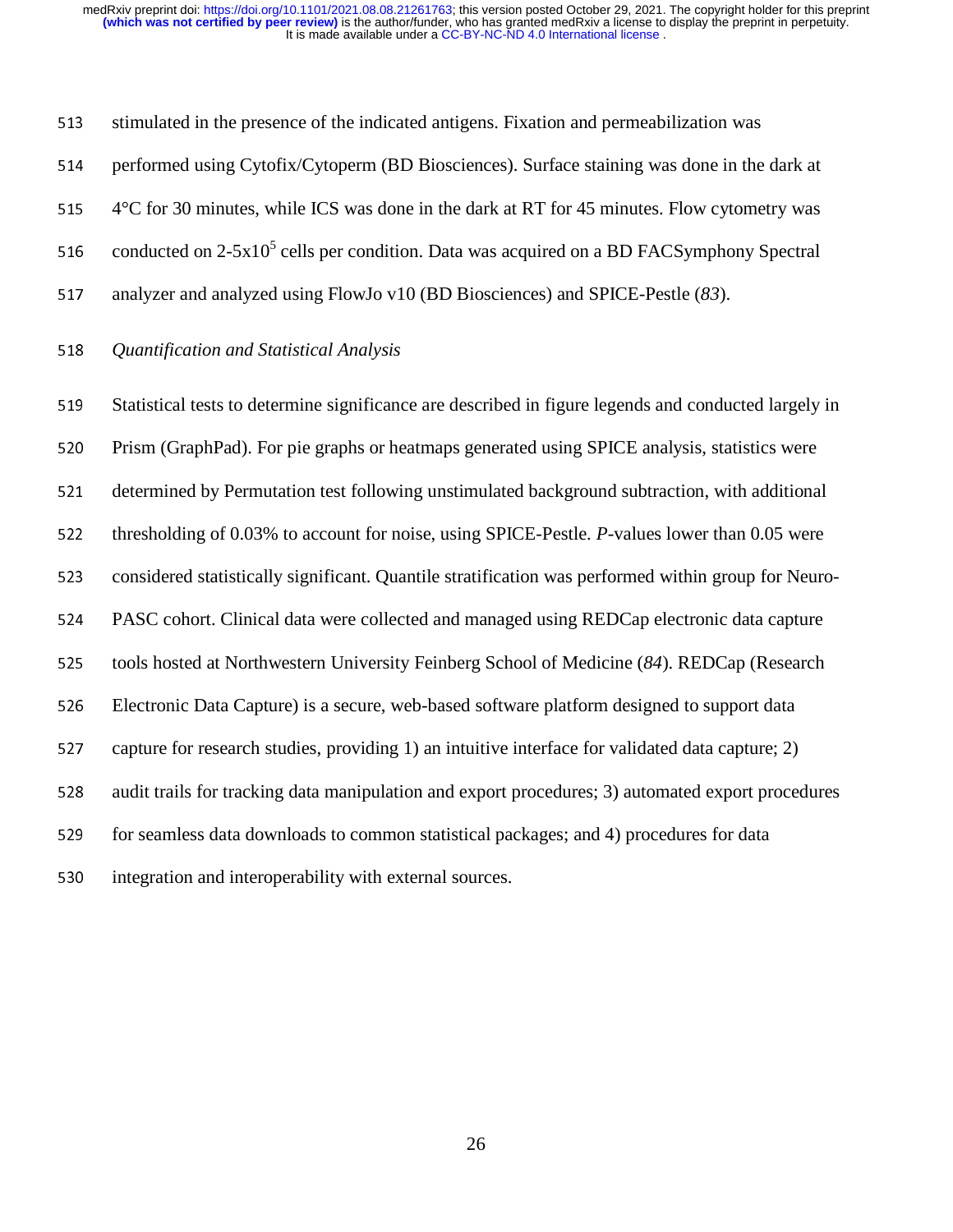stimulated in the presence of the indicated antigens. Fixation and permeabilization was performed using Cytofix/Cytoperm (BD Biosciences). Surface staining was done in the dark at 4°C for 30 minutes, while ICS was done in the dark at RT for 45 minutes. Flow cytometry was conducted on 2-5x$10^5$ cells per condition. Data was acquired on a BD FACSymphony Spectral analyzer and analyzed using FlowJo v10 (BD Biosciences) and SPICE-Pestle (*83*).

*Quantification and Statistical Analysis*

Statistical tests to determine significance are described in figure legends and conducted largely in Prism (GraphPad). For pie graphs or heatmaps generated using SPICE analysis, statistics were determined by Permutation test following unstimulated background subtraction, with additional thresholding of 0.03% to account for noise, using SPICE-Pestle. *P*-values lower than 0.05 were considered statistically significant. Quantile stratification was performed within group for Neuro-PASC cohort. Clinical data were collected and managed using REDCap electronic data capture tools hosted at Northwestern University Feinberg School of Medicine (*84*). REDCap (Research Electronic Data Capture) is a secure, web-based software platform designed to support data capture for research studies, providing 1) an intuitive interface for validated data capture; 2) audit trails for tracking data manipulation and export procedures; 3) automated export procedures for seamless data downloads to common statistical packages; and 4) procedures for data integration and interoperability with external sources.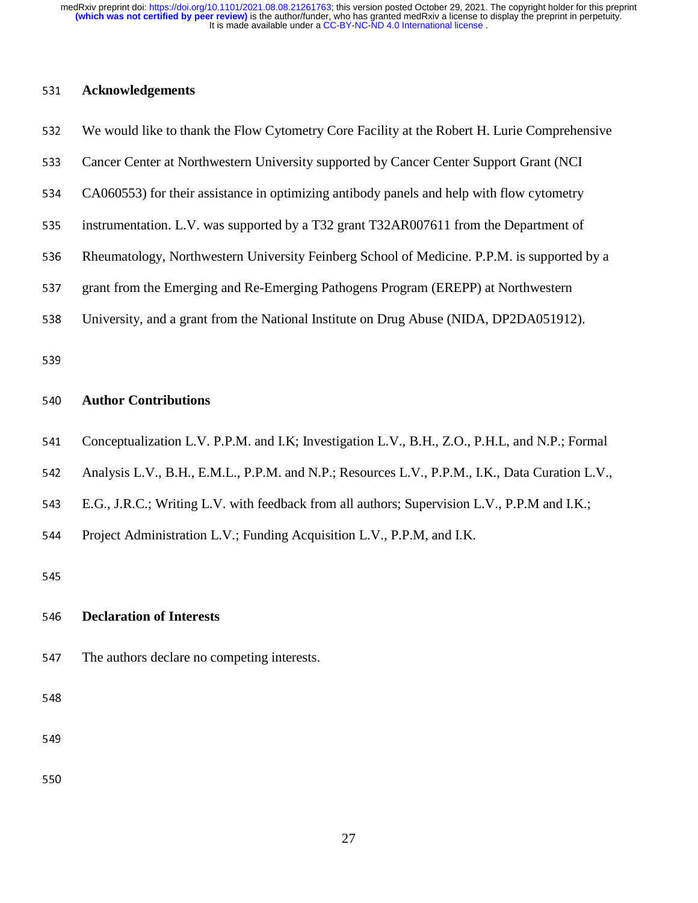## Acknowledgements

We would like to thank the Flow Cytometry Core Facility at the Robert H. Lurie Comprehensive Cancer Center at Northwestern University supported by Cancer Center Support Grant (NCI CA060553) for their assistance in optimizing antibody panels and help with flow cytometry instrumentation. L.V. was supported by a T32 grant T32AR007611 from the Department of Rheumatology, Northwestern University Feinberg School of Medicine. P.P.M. is supported by a grant from the Emerging and Re-Emerging Pathogens Program (EREPP) at Northwestern University, and a grant from the National Institute on Drug Abuse (NIDA, DP2DA051912).

## Author Contributions

Conceptualization L.V. P.P.M. and I.K; Investigation L.V., B.H., Z.O., P.H.L, and N.P.; Formal Analysis L.V., B.H., E.M.L., P.P.M. and N.P.; Resources L.V., P.P.M., I.K., Data Curation L.V., E.G., J.R.C.; Writing L.V. with feedback from all authors; Supervision L.V., P.P.M and I.K.; Project Administration L.V.; Funding Acquisition L.V., P.P.M, and I.K.

## Declaration of Interests

The authors declare no competing interests.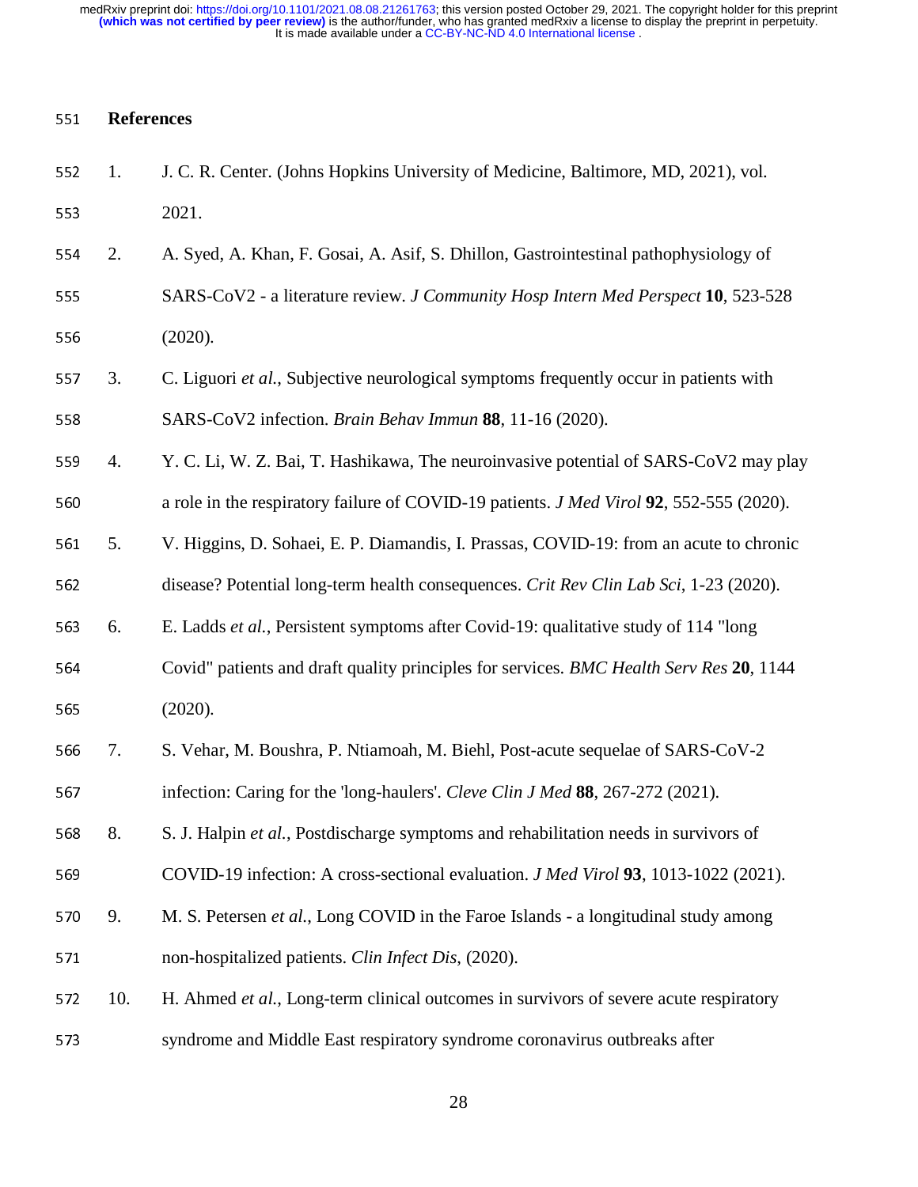# References

1. J. C. R. Center. (Johns Hopkins University of Medicine, Baltimore, MD, 2021), vol. 2021.
2. A. Syed, A. Khan, F. Gosai, A. Asif, S. Dhillon, Gastrointestinal pathophysiology of SARS-CoV2 - a literature review. *J Community Hosp Intern Med Perspect* **10**, 523-528 (2020).
3. C. Liguori *et al.*, Subjective neurological symptoms frequently occur in patients with SARS-CoV2 infection. *Brain Behav Immun* **88**, 11-16 (2020).
4. Y. C. Li, W. Z. Bai, T. Hashikawa, The neuroinvasive potential of SARS-CoV2 may play a role in the respiratory failure of COVID-19 patients. *J Med Virol* **92**, 552-555 (2020).
5. V. Higgins, D. Sohaei, E. P. Diamandis, I. Prassas, COVID-19: from an acute to chronic disease? Potential long-term health consequences. *Crit Rev Clin Lab Sci*, 1-23 (2020).
6. E. Ladds *et al.*, Persistent symptoms after Covid-19: qualitative study of 114 "long Covid" patients and draft quality principles for services. *BMC Health Serv Res* **20**, 1144 (2020).
7. S. Vehar, M. Boushra, P. Ntiamoah, M. Biehl, Post-acute sequelae of SARS-CoV-2 infection: Caring for the 'long-haulers'. *Cleve Clin J Med* **88**, 267-272 (2021).
8. S. J. Halpin *et al.*, Postdischarge symptoms and rehabilitation needs in survivors of COVID-19 infection: A cross-sectional evaluation. *J Med Virol* **93**, 1013-1022 (2021).
9. M. S. Petersen *et al.*, Long COVID in the Faroe Islands - a longitudinal study among non-hospitalized patients. *Clin Infect Dis*, (2020).
10. H. Ahmed *et al.*, Long-term clinical outcomes in survivors of severe acute respiratory syndrome and Middle East respiratory syndrome coronavirus outbreaks after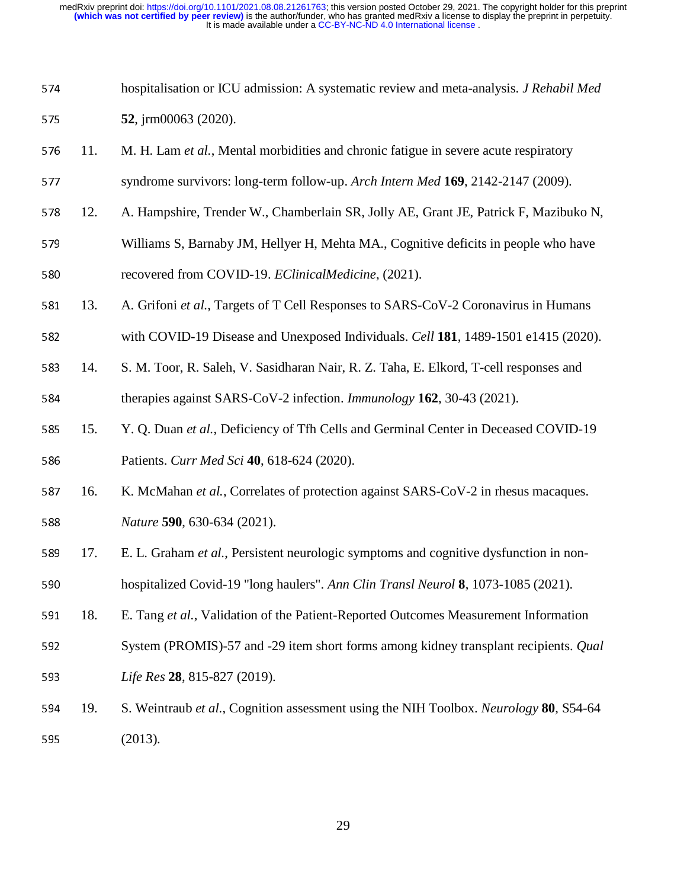hospitalisation or ICU admission: A systematic review and meta-analysis. *J Rehabil Med* **52**, jrm00063 (2020).

11. M. H. Lam *et al.*, Mental morbidities and chronic fatigue in severe acute respiratory syndrome survivors: long-term follow-up. *Arch Intern Med* **169**, 2142-2147 (2009).
12. A. Hampshire, Trender W., Chamberlain SR, Jolly AE, Grant JE, Patrick F, Mazibuko N, Williams S, Barnaby JM, Hellyer H, Mehta MA., Cognitive deficits in people who have recovered from COVID-19. *EClinicalMedicine*, (2021).
13. A. Grifoni *et al.*, Targets of T Cell Responses to SARS-CoV-2 Coronavirus in Humans with COVID-19 Disease and Unexposed Individuals. *Cell* **181**, 1489-1501 e1415 (2020).
14. S. M. Toor, R. Saleh, V. Sasidharan Nair, R. Z. Taha, E. Elkord, T-cell responses and therapies against SARS-CoV-2 infection. *Immunology* **162**, 30-43 (2021).
15. Y. Q. Duan *et al.*, Deficiency of Tfh Cells and Germinal Center in Deceased COVID-19 Patients. *Curr Med Sci* **40**, 618-624 (2020).
16. K. McMahan *et al.*, Correlates of protection against SARS-CoV-2 in rhesus macaques. *Nature* **590**, 630-634 (2021).
17. E. L. Graham *et al.*, Persistent neurologic symptoms and cognitive dysfunction in non-hospitalized Covid-19 "long haulers". *Ann Clin Transl Neurol* **8**, 1073-1085 (2021).
18. E. Tang *et al.*, Validation of the Patient-Reported Outcomes Measurement Information System (PROMIS)-57 and -29 item short forms among kidney transplant recipients. *Qual Life Res* **28**, 815-827 (2019).
19. S. Weintraub *et al.*, Cognition assessment using the NIH Toolbox. *Neurology* **80**, S54-64 (2013).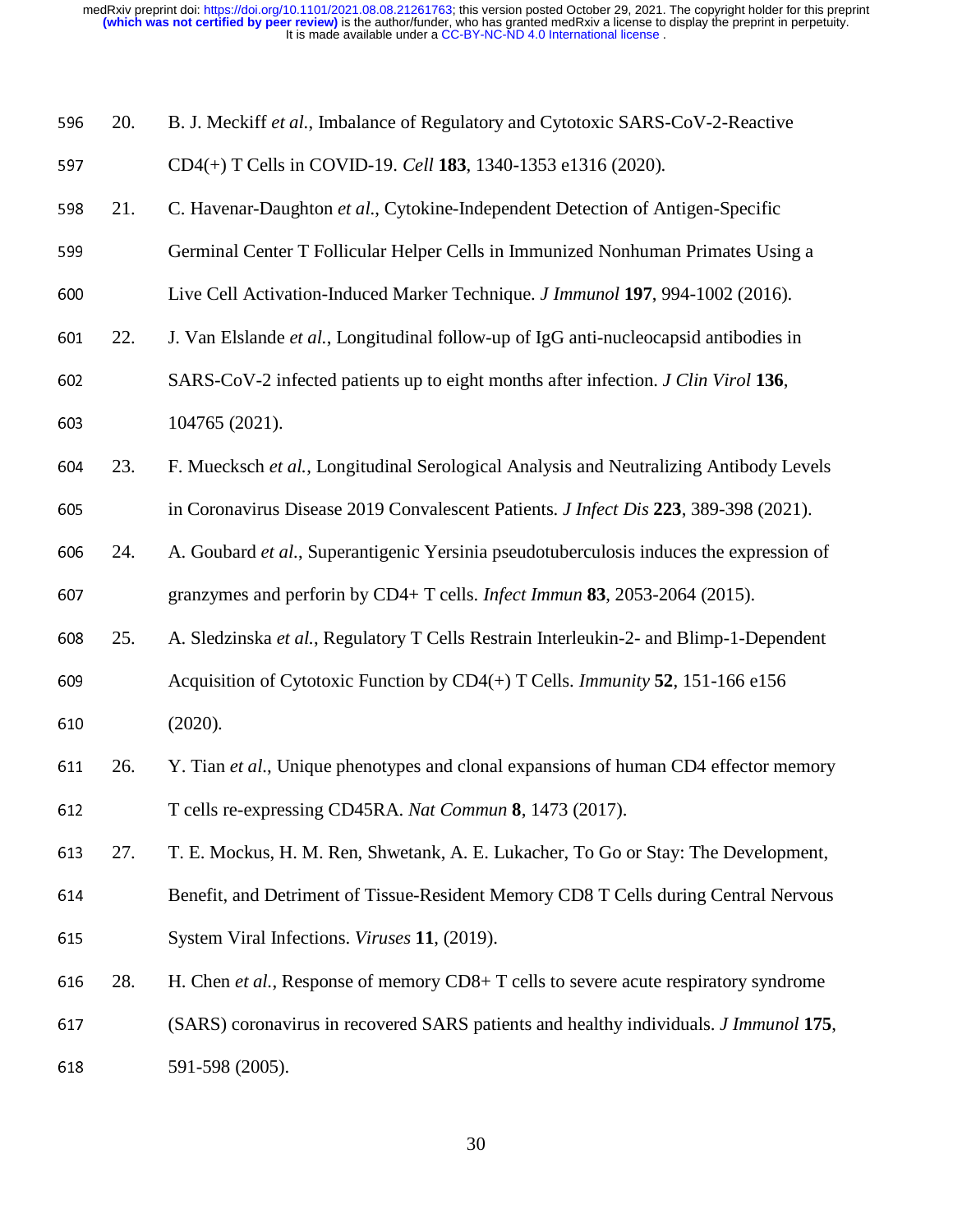20. B. J. Meckiff *et al.*, Imbalance of Regulatory and Cytotoxic SARS-CoV-2-Reactive CD4(+) T Cells in COVID-19. *Cell* **183**, 1340-1353 e1316 (2020).
21. C. Havenar-Daughton *et al.*, Cytokine-Independent Detection of Antigen-Specific Germinal Center T Follicular Helper Cells in Immunized Nonhuman Primates Using a Live Cell Activation-Induced Marker Technique. *J Immunol* **197**, 994-1002 (2016).
22. J. Van Elslande *et al.*, Longitudinal follow-up of IgG anti-nucleocapsid antibodies in SARS-CoV-2 infected patients up to eight months after infection. *J Clin Virol* **136**, 104765 (2021).
23. F. Muecksch *et al.*, Longitudinal Serological Analysis and Neutralizing Antibody Levels in Coronavirus Disease 2019 Convalescent Patients. *J Infect Dis* **223**, 389-398 (2021).
24. A. Goubard *et al.*, Superantigenic Yersinia pseudotuberculosis induces the expression of granzymes and perforin by CD4+ T cells. *Infect Immun* **83**, 2053-2064 (2015).
25. A. Sledzinska *et al.*, Regulatory T Cells Restrain Interleukin-2- and Blimp-1-Dependent Acquisition of Cytotoxic Function by CD4(+) T Cells. *Immunity* **52**, 151-166 e156 (2020).
26. Y. Tian *et al.*, Unique phenotypes and clonal expansions of human CD4 effector memory T cells re-expressing CD45RA. *Nat Commun* **8**, 1473 (2017).
27. T. E. Mockus, H. M. Ren, Shwetank, A. E. Lukacher, To Go or Stay: The Development, Benefit, and Detriment of Tissue-Resident Memory CD8 T Cells during Central Nervous System Viral Infections. *Viruses* **11**, (2019).
28. H. Chen *et al.*, Response of memory CD8+ T cells to severe acute respiratory syndrome (SARS) coronavirus in recovered SARS patients and healthy individuals. *J Immunol* **175**, 591-598 (2005).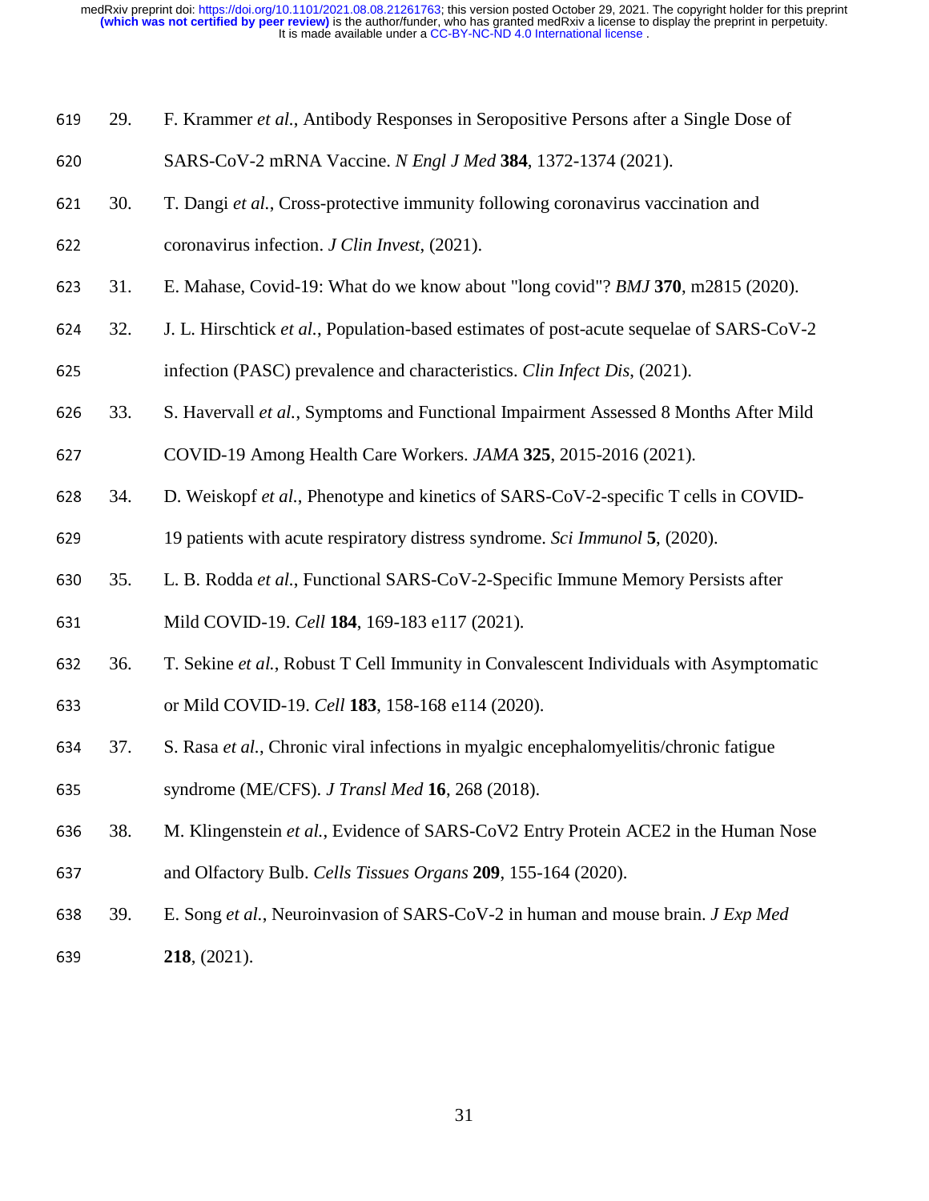29. F. Krammer *et al.*, Antibody Responses in Seropositive Persons after a Single Dose of SARS-CoV-2 mRNA Vaccine. *N Engl J Med* **384**, 1372-1374 (2021).
30. T. Dangi *et al.*, Cross-protective immunity following coronavirus vaccination and coronavirus infection. *J Clin Invest*, (2021).
31. E. Mahase, Covid-19: What do we know about "long covid"? *BMJ* **370**, m2815 (2020).
32. J. L. Hirschtick *et al.*, Population-based estimates of post-acute sequelae of SARS-CoV-2 infection (PASC) prevalence and characteristics. *Clin Infect Dis*, (2021).
33. S. Havervall *et al.*, Symptoms and Functional Impairment Assessed 8 Months After Mild COVID-19 Among Health Care Workers. *JAMA* **325**, 2015-2016 (2021).
34. D. Weiskopf *et al.*, Phenotype and kinetics of SARS-CoV-2-specific T cells in COVID-19 patients with acute respiratory distress syndrome. *Sci Immunol* **5**, (2020).
35. L. B. Rodda *et al.*, Functional SARS-CoV-2-Specific Immune Memory Persists after Mild COVID-19. *Cell* **184**, 169-183 e117 (2021).
36. T. Sekine *et al.*, Robust T Cell Immunity in Convalescent Individuals with Asymptomatic or Mild COVID-19. *Cell* **183**, 158-168 e114 (2020).
37. S. Rasa *et al.*, Chronic viral infections in myalgic encephalomyelitis/chronic fatigue syndrome (ME/CFS). *J Transl Med* **16**, 268 (2018).
38. M. Klingenstein *et al.*, Evidence of SARS-CoV2 Entry Protein ACE2 in the Human Nose and Olfactory Bulb. *Cells Tissues Organs* **209**, 155-164 (2020).
39. E. Song *et al.*, Neuroinvasion of SARS-CoV-2 in human and mouse brain. *J Exp Med* **218**, (2021).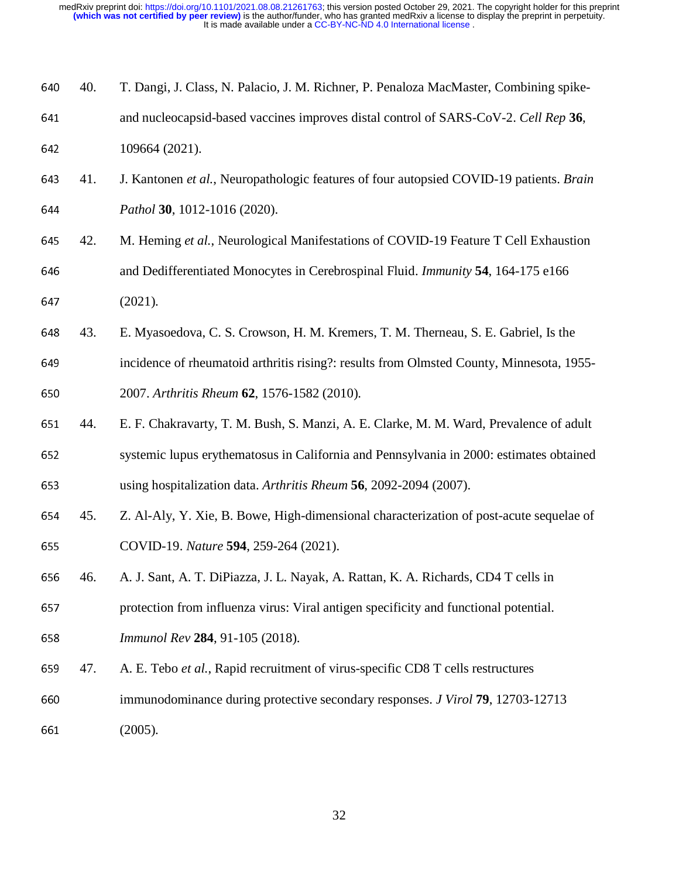40. T. Dangi, J. Class, N. Palacio, J. M. Richner, P. Penaloza MacMaster, Combining spike- and nucleocapsid-based vaccines improves distal control of SARS-CoV-2. *Cell Rep* **36**, 109664 (2021).

41. J. Kantonen *et al.*, Neuropathologic features of four autopsied COVID-19 patients. *Brain Pathol* **30**, 1012-1016 (2020).

42. M. Heming *et al.*, Neurological Manifestations of COVID-19 Feature T Cell Exhaustion and Dedifferentiated Monocytes in Cerebrospinal Fluid. *Immunity* **54**, 164-175 e166 (2021).

43. E. Myasoedova, C. S. Crowson, H. M. Kremers, T. M. Therneau, S. E. Gabriel, Is the incidence of rheumatoid arthritis rising?: results from Olmsted County, Minnesota, 1955-2007. *Arthritis Rheum* **62**, 1576-1582 (2010).

44. E. F. Chakravarty, T. M. Bush, S. Manzi, A. E. Clarke, M. M. Ward, Prevalence of adult systemic lupus erythematosus in California and Pennsylvania in 2000: estimates obtained using hospitalization data. *Arthritis Rheum* **56**, 2092-2094 (2007).

45. Z. Al-Aly, Y. Xie, B. Bowe, High-dimensional characterization of post-acute sequelae of COVID-19. *Nature* **594**, 259-264 (2021).

46. A. J. Sant, A. T. DiPiazza, J. L. Nayak, A. Rattan, K. A. Richards, CD4 T cells in protection from influenza virus: Viral antigen specificity and functional potential. *Immunol Rev* **284**, 91-105 (2018).

47. A. E. Tebo *et al.*, Rapid recruitment of virus-specific CD8 T cells restructures immunodominance during protective secondary responses. *J Virol* **79**, 12703-12713 (2005).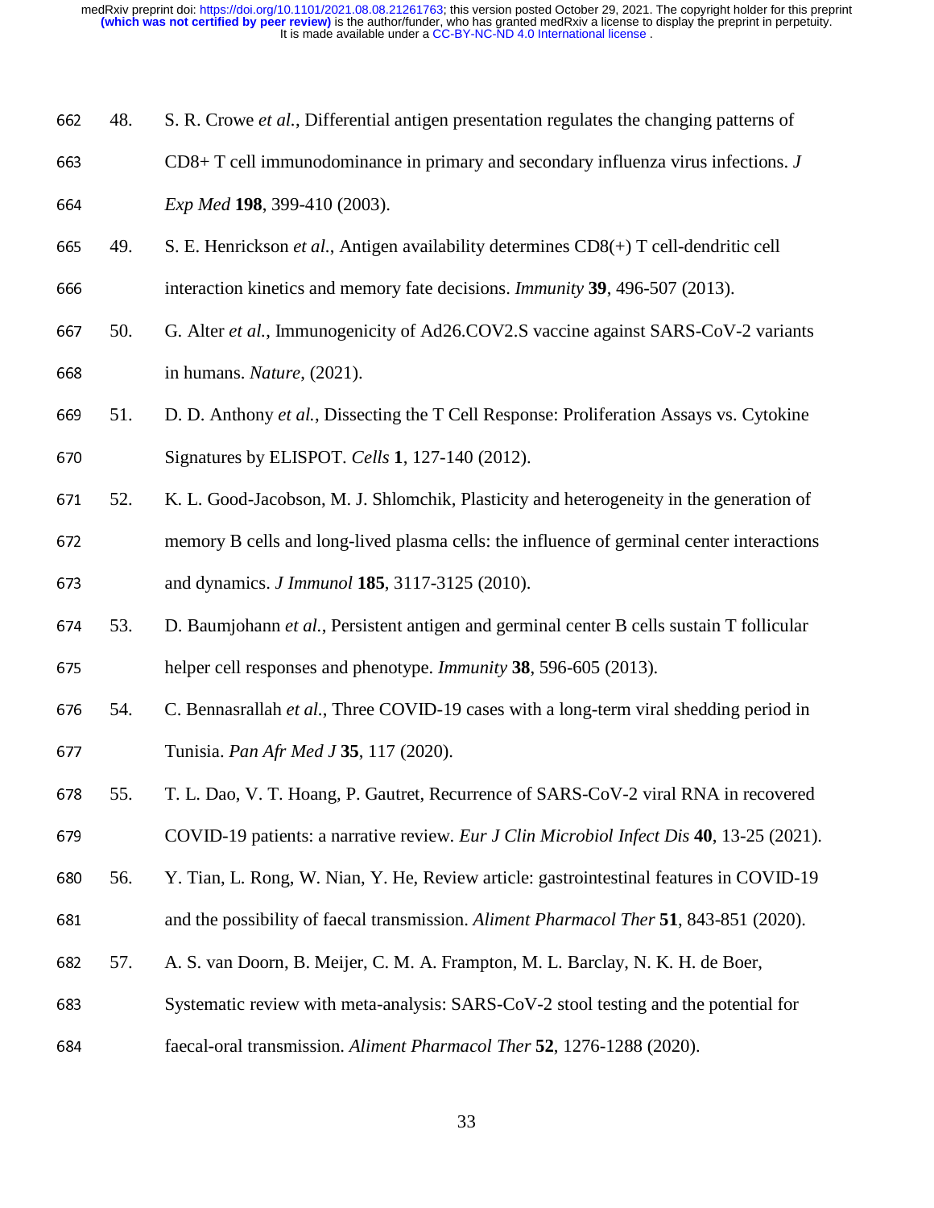48. S. R. Crowe *et al.*, Differential antigen presentation regulates the changing patterns of CD8+ T cell immunodominance in primary and secondary influenza virus infections. *J Exp Med* **198**, 399-410 (2003).
49. S. E. Henrickson *et al.*, Antigen availability determines CD8(+) T cell-dendritic cell interaction kinetics and memory fate decisions. *Immunity* **39**, 496-507 (2013).
50. G. Alter *et al.*, Immunogenicity of Ad26.COV2.S vaccine against SARS-CoV-2 variants in humans. *Nature*, (2021).
51. D. D. Anthony *et al.*, Dissecting the T Cell Response: Proliferation Assays vs. Cytokine Signatures by ELISPOT. *Cells* **1**, 127-140 (2012).
52. K. L. Good-Jacobson, M. J. Shlomchik, Plasticity and heterogeneity in the generation of memory B cells and long-lived plasma cells: the influence of germinal center interactions and dynamics. *J Immunol* **185**, 3117-3125 (2010).
53. D. Baumjohann *et al.*, Persistent antigen and germinal center B cells sustain T follicular helper cell responses and phenotype. *Immunity* **38**, 596-605 (2013).
54. C. Bennasrallah *et al.*, Three COVID-19 cases with a long-term viral shedding period in Tunisia. *Pan Afr Med J* **35**, 117 (2020).
55. T. L. Dao, V. T. Hoang, P. Gautret, Recurrence of SARS-CoV-2 viral RNA in recovered COVID-19 patients: a narrative review. *Eur J Clin Microbiol Infect Dis* **40**, 13-25 (2021).
56. Y. Tian, L. Rong, W. Nian, Y. He, Review article: gastrointestinal features in COVID-19 and the possibility of faecal transmission. *Aliment Pharmacol Ther* **51**, 843-851 (2020).
57. A. S. van Doorn, B. Meijer, C. M. A. Frampton, M. L. Barclay, N. K. H. de Boer, Systematic review with meta-analysis: SARS-CoV-2 stool testing and the potential for faecal-oral transmission. *Aliment Pharmacol Ther* **52**, 1276-1288 (2020).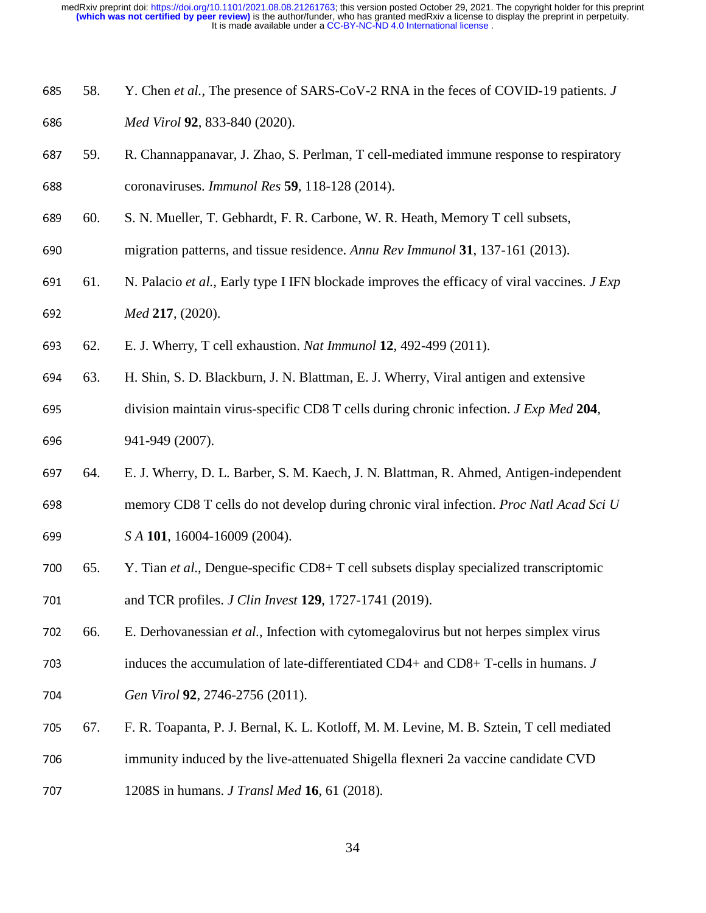58. Y. Chen *et al.*, The presence of SARS-CoV-2 RNA in the feces of COVID-19 patients. *J Med Virol* **92**, 833-840 (2020).
59. R. Channappanavar, J. Zhao, S. Perlman, T cell-mediated immune response to respiratory coronaviruses. *Immunol Res* **59**, 118-128 (2014).
60. S. N. Mueller, T. Gebhardt, F. R. Carbone, W. R. Heath, Memory T cell subsets, migration patterns, and tissue residence. *Annu Rev Immunol* **31**, 137-161 (2013).
61. N. Palacio *et al.*, Early type I IFN blockade improves the efficacy of viral vaccines. *J Exp Med* **217**, (2020).
62. E. J. Wherry, T cell exhaustion. *Nat Immunol* **12**, 492-499 (2011).
63. H. Shin, S. D. Blackburn, J. N. Blattman, E. J. Wherry, Viral antigen and extensive division maintain virus-specific CD8 T cells during chronic infection. *J Exp Med* **204**, 941-949 (2007).
64. E. J. Wherry, D. L. Barber, S. M. Kaech, J. N. Blattman, R. Ahmed, Antigen-independent memory CD8 T cells do not develop during chronic viral infection. *Proc Natl Acad Sci U S A* **101**, 16004-16009 (2004).
65. Y. Tian *et al.*, Dengue-specific CD8+ T cell subsets display specialized transcriptomic and TCR profiles. *J Clin Invest* **129**, 1727-1741 (2019).
66. E. Derhovanessian *et al.*, Infection with cytomegalovirus but not herpes simplex virus induces the accumulation of late-differentiated CD4+ and CD8+ T-cells in humans. *J Gen Virol* **92**, 2746-2756 (2011).
67. F. R. Toapanta, P. J. Bernal, K. L. Kotloff, M. M. Levine, M. B. Sztein, T cell mediated immunity induced by the live-attenuated Shigella flexneri 2a vaccine candidate CVD 1208S in humans. *J Transl Med* **16**, 61 (2018).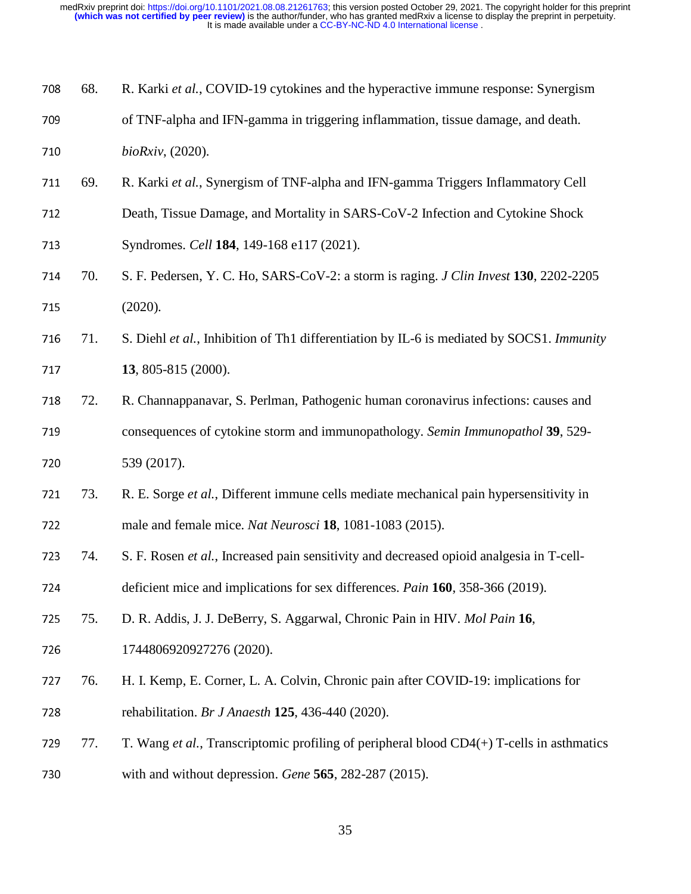68. R. Karki *et al.*, COVID-19 cytokines and the hyperactive immune response: Synergism of TNF-alpha and IFN-gamma in triggering inflammation, tissue damage, and death. *bioRxiv*, (2020).
69. R. Karki *et al.*, Synergism of TNF-alpha and IFN-gamma Triggers Inflammatory Cell Death, Tissue Damage, and Mortality in SARS-CoV-2 Infection and Cytokine Shock Syndromes. *Cell* **184**, 149-168 e117 (2021).
70. S. F. Pedersen, Y. C. Ho, SARS-CoV-2: a storm is raging. *J Clin Invest* **130**, 2202-2205 (2020).
71. S. Diehl *et al.*, Inhibition of Th1 differentiation by IL-6 is mediated by SOCS1. *Immunity* **13**, 805-815 (2000).
72. R. Channappanavar, S. Perlman, Pathogenic human coronavirus infections: causes and consequences of cytokine storm and immunopathology. *Semin Immunopathol* **39**, 529-539 (2017).
73. R. E. Sorge *et al.*, Different immune cells mediate mechanical pain hypersensitivity in male and female mice. *Nat Neurosci* **18**, 1081-1083 (2015).
74. S. F. Rosen *et al.*, Increased pain sensitivity and decreased opioid analgesia in T-cell-deficient mice and implications for sex differences. *Pain* **160**, 358-366 (2019).
75. D. R. Addis, J. J. DeBerry, S. Aggarwal, Chronic Pain in HIV. *Mol Pain* **16**, 1744806920927276 (2020).
76. H. I. Kemp, E. Corner, L. A. Colvin, Chronic pain after COVID-19: implications for rehabilitation. *Br J Anaesth* **125**, 436-440 (2020).
77. T. Wang *et al.*, Transcriptomic profiling of peripheral blood CD4(+) T-cells in asthmatics with and without depression. *Gene* **565**, 282-287 (2015).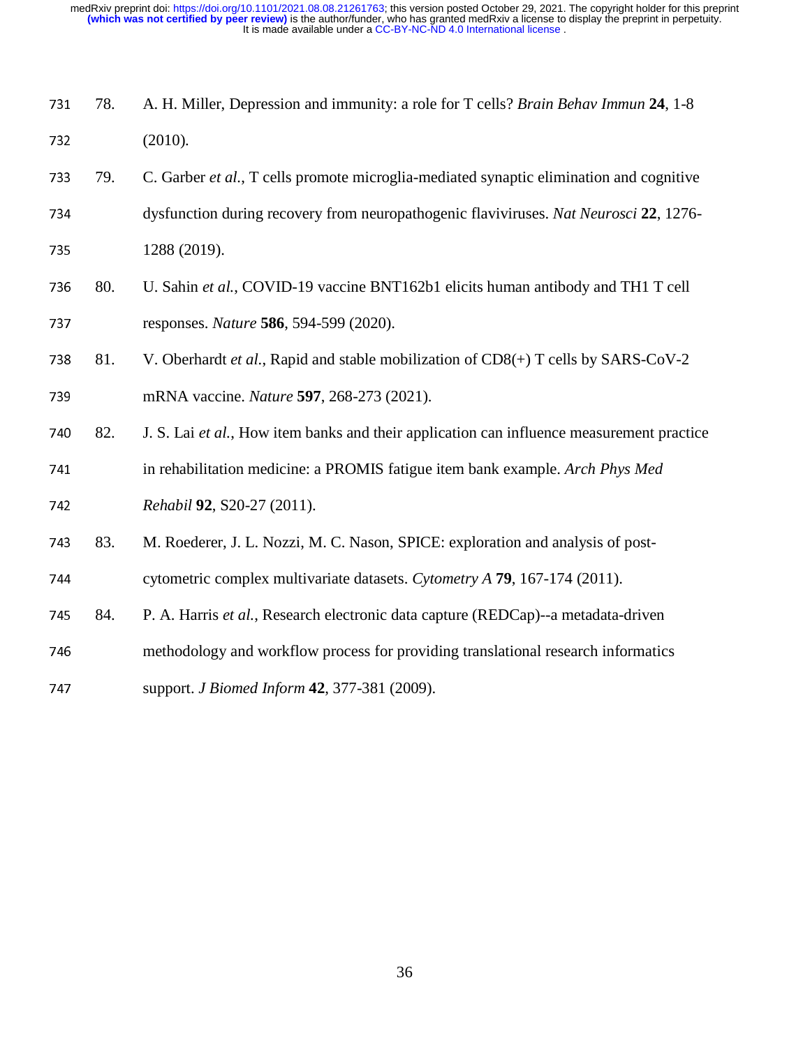78. A. H. Miller, Depression and immunity: a role for T cells? *Brain Behav Immun* **24**, 1-8 (2010).
79. C. Garber *et al.*, T cells promote microglia-mediated synaptic elimination and cognitive dysfunction during recovery from neuropathogenic flaviviruses. *Nat Neurosci* **22**, 1276-1288 (2019).
80. U. Sahin *et al.*, COVID-19 vaccine BNT162b1 elicits human antibody and TH1 T cell responses. *Nature* **586**, 594-599 (2020).
81. V. Oberhardt *et al.*, Rapid and stable mobilization of CD8(+) T cells by SARS-CoV-2 mRNA vaccine. *Nature* **597**, 268-273 (2021).
82. J. S. Lai *et al.*, How item banks and their application can influence measurement practice in rehabilitation medicine: a PROMIS fatigue item bank example. *Arch Phys Med Rehabil* **92**, S20-27 (2011).
83. M. Roederer, J. L. Nozzi, M. C. Nason, SPICE: exploration and analysis of post-cytometric complex multivariate datasets. *Cytometry A* **79**, 167-174 (2011).
84. P. A. Harris *et al.*, Research electronic data capture (REDCap)--a metadata-driven methodology and workflow process for providing translational research informatics support. *J Biomed Inform* **42**, 377-381 (2009).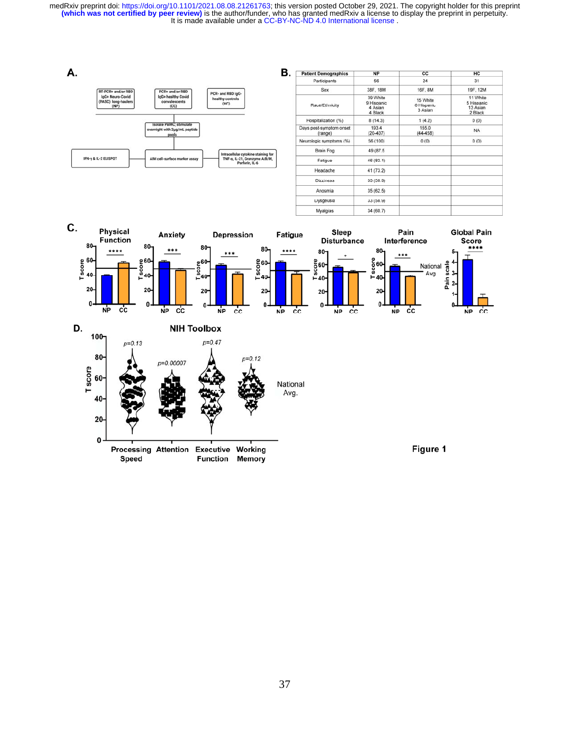**A.**

RT-PCR+ and/or RBD IgG+ Neuro-Covid (PASC) long-haulers (NP)

PCR+ and/or RBD IgG+ healthy Covid convalescents (CC)

PCR- and RBD IgG- healthy controls (HC)

Isolate PBMC; stimulate overnight with 2μg/mL peptide pools

IFN-γ & IL-2 ELISPOT

AIM cell-surface marker assay

Intracellular cytokine staining for TNF-α, IL-21, Granzyme A/B/M, Perforin, IL-6

**B.**

| Patient Demographics | NP | CC | HC |
|---|---|---|---|
| Participants | 56 | 24 | 31 |
| Sex | 38F, 18M | 16F, 8M | 19F, 12M |
| Race/Ethnicity | 39 White<br>9 Hispanic<br>4 Asian<br>4 Black | 15 White<br>6 Hispanic<br>3 Asian | 11 White<br>5 Hispanic<br>13 Asian<br>2 Black |
| Hospitalization (%) | 8 (14.3) | 1 (4.2) | 0 (0) |
| Days post-symptom onset (range) | 193.4<br>(20-407) | 155.0<br>(44-458) | NA |
| Neurologic symptoms (%) | 56 (100) | 0 (0) | 0 (0) |
| Brain Fog | 49 (87.5 | | |
| Fatigue | 46 (82.1) | | |
| Headache | 41 (73.2) | | |
| Dizziness | 33 (58.9) | | |
| Anosmia | 35 (62.5) | | |
| Dysgeusia | 33 (58.9) | | |
| Myalgias | 34 (60.7) | | |

**C.**

Physical Function; Anxiety; Depression; Fatigue; Sleep Disturbance; Pain Interference; Global Pain Score

**D.**

NIH Toolbox

Processing Speed p=0.13; Attention p=0.00007; Executive Function p=0.47; Working Memory p=0.12

National Avg.

**Figure 1**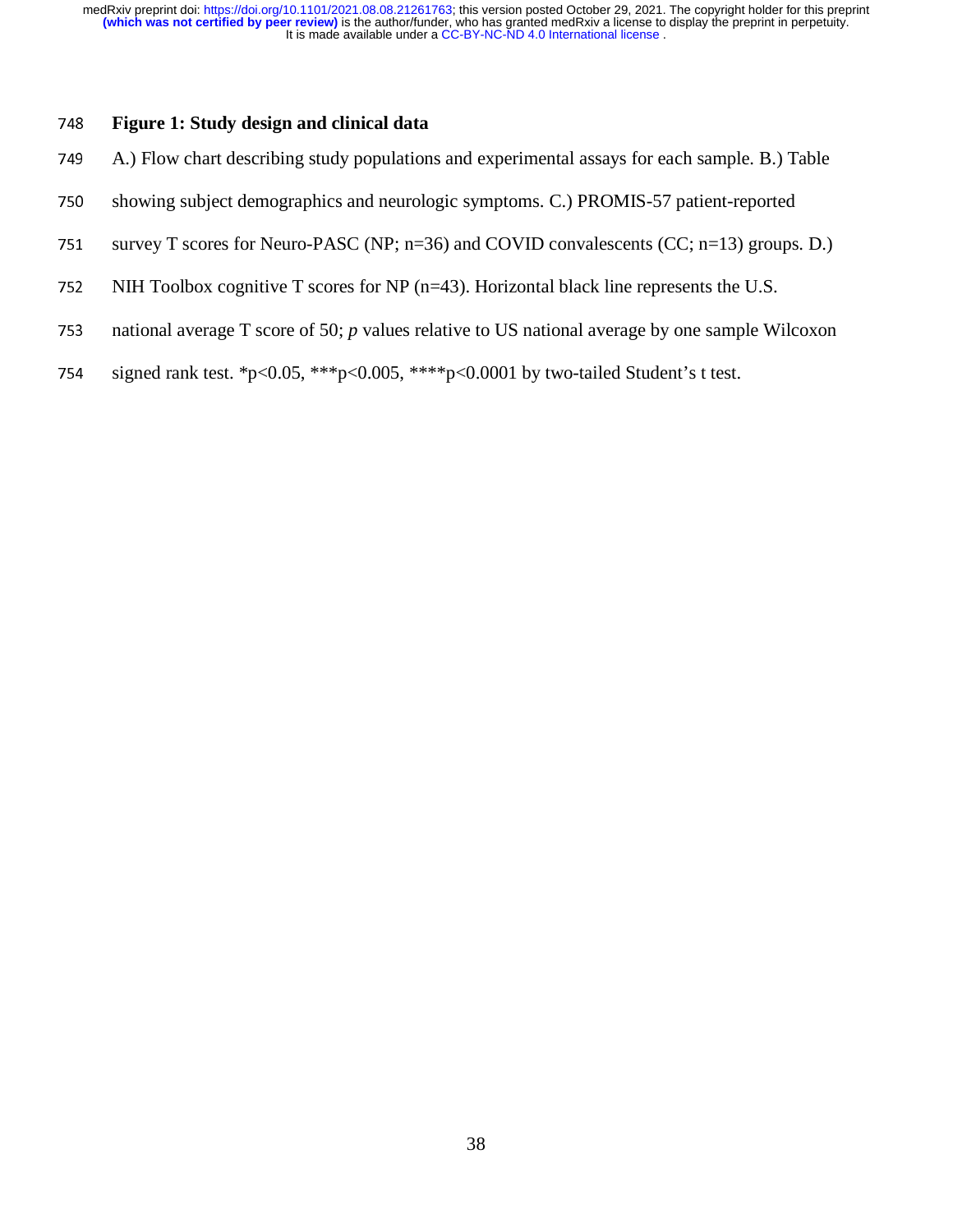**Figure 1: Study design and clinical data**

A.) Flow chart describing study populations and experimental assays for each sample. B.) Table showing subject demographics and neurologic symptoms. C.) PROMIS-57 patient-reported survey T scores for Neuro-PASC (NP; n=36) and COVID convalescents (CC; n=13) groups. D.) NIH Toolbox cognitive T scores for NP (n=43). Horizontal black line represents the U.S. national average T score of 50; *p* values relative to US national average by one sample Wilcoxon signed rank test. *$p<0.05$, ***$p<0.005$, ****$p<0.0001$ by two-tailed Student's t test.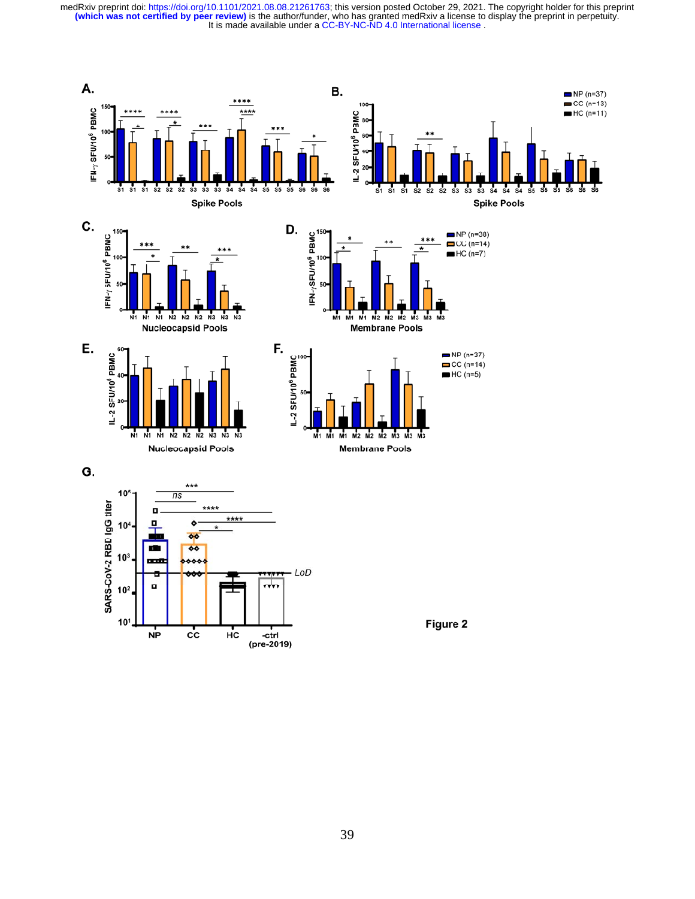Figure 2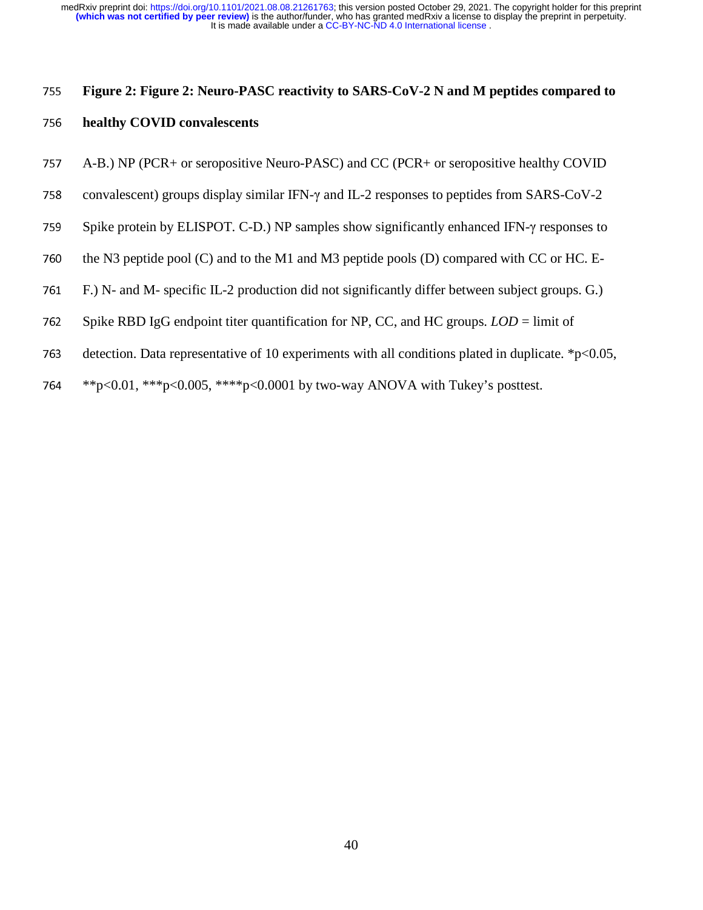**Figure 2: Figure 2: Neuro-PASC reactivity to SARS-CoV-2 N and M peptides compared to healthy COVID convalescents**

A-B.) NP (PCR+ or seropositive Neuro-PASC) and CC (PCR+ or seropositive healthy COVID convalescent) groups display similar IFN-γ and IL-2 responses to peptides from SARS-CoV-2 Spike protein by ELISPOT. C-D.) NP samples show significantly enhanced IFN-γ responses to the N3 peptide pool (C) and to the M1 and M3 peptide pools (D) compared with CC or HC. E-F.) N- and M- specific IL-2 production did not significantly differ between subject groups. G.) Spike RBD IgG endpoint titer quantification for NP, CC, and HC groups. *LOD* = limit of detection. Data representative of 10 experiments with all conditions plated in duplicate. *$p<0.05$, **$p<0.01$, ***$p<0.005$, ****$p<0.0001$ by two-way ANOVA with Tukey's posttest.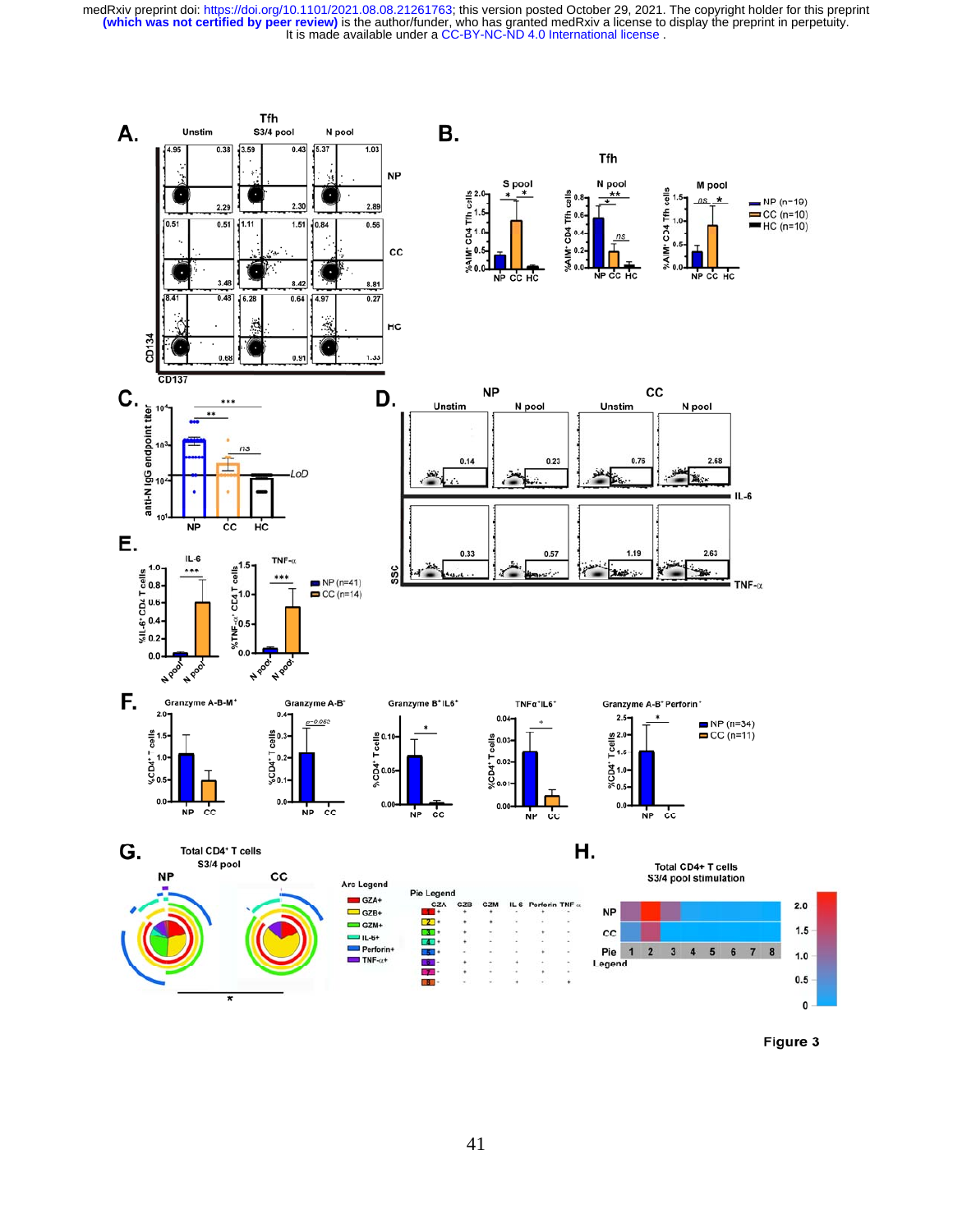Figure 3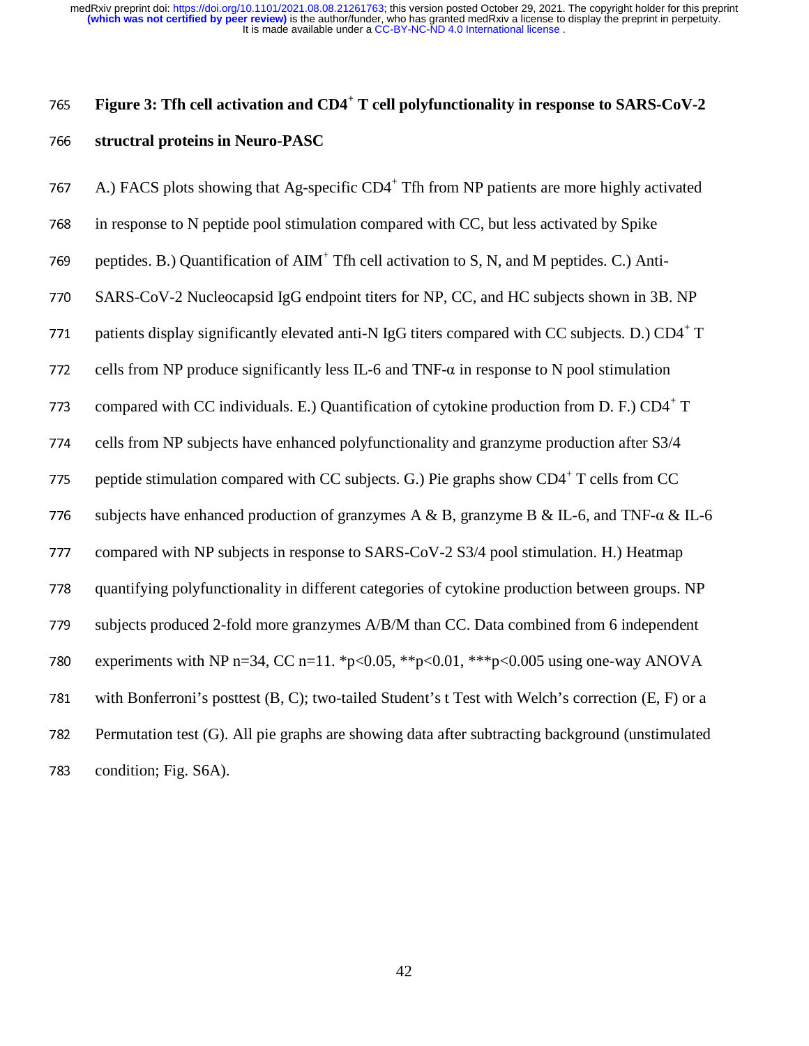**Figure 3: Tfh cell activation and CD4$^+$ T cell polyfunctionality in response to SARS-CoV-2 structral proteins in Neuro-PASC**

A.) FACS plots showing that Ag-specific CD4$^+$ Tfh from NP patients are more highly activated in response to N peptide pool stimulation compared with CC, but less activated by Spike peptides. B.) Quantification of AIM$^+$ Tfh cell activation to S, N, and M peptides. C.) Anti-SARS-CoV-2 Nucleocapsid IgG endpoint titers for NP, CC, and HC subjects shown in 3B. NP patients display significantly elevated anti-N IgG titers compared with CC subjects. D.) CD4$^+$ T cells from NP produce significantly less IL-6 and TNF-α in response to N pool stimulation compared with CC individuals. E.) Quantification of cytokine production from D. F.) CD4$^+$ T cells from NP subjects have enhanced polyfunctionality and granzyme production after S3/4 peptide stimulation compared with CC subjects. G.) Pie graphs show CD4$^+$ T cells from CC subjects have enhanced production of granzymes A & B, granzyme B & IL-6, and TNF-α & IL-6 compared with NP subjects in response to SARS-CoV-2 S3/4 pool stimulation. H.) Heatmap quantifying polyfunctionality in different categories of cytokine production between groups. NP subjects produced 2-fold more granzymes A/B/M than CC. Data combined from 6 independent experiments with NP n=34, CC n=11. *$p<0.05$, **$p<0.01$, ***$p<0.005$ using one-way ANOVA with Bonferroni's posttest (B, C); two-tailed Student's t Test with Welch's correction (E, F) or a Permutation test (G). All pie graphs are showing data after subtracting background (unstimulated condition; Fig. S6A).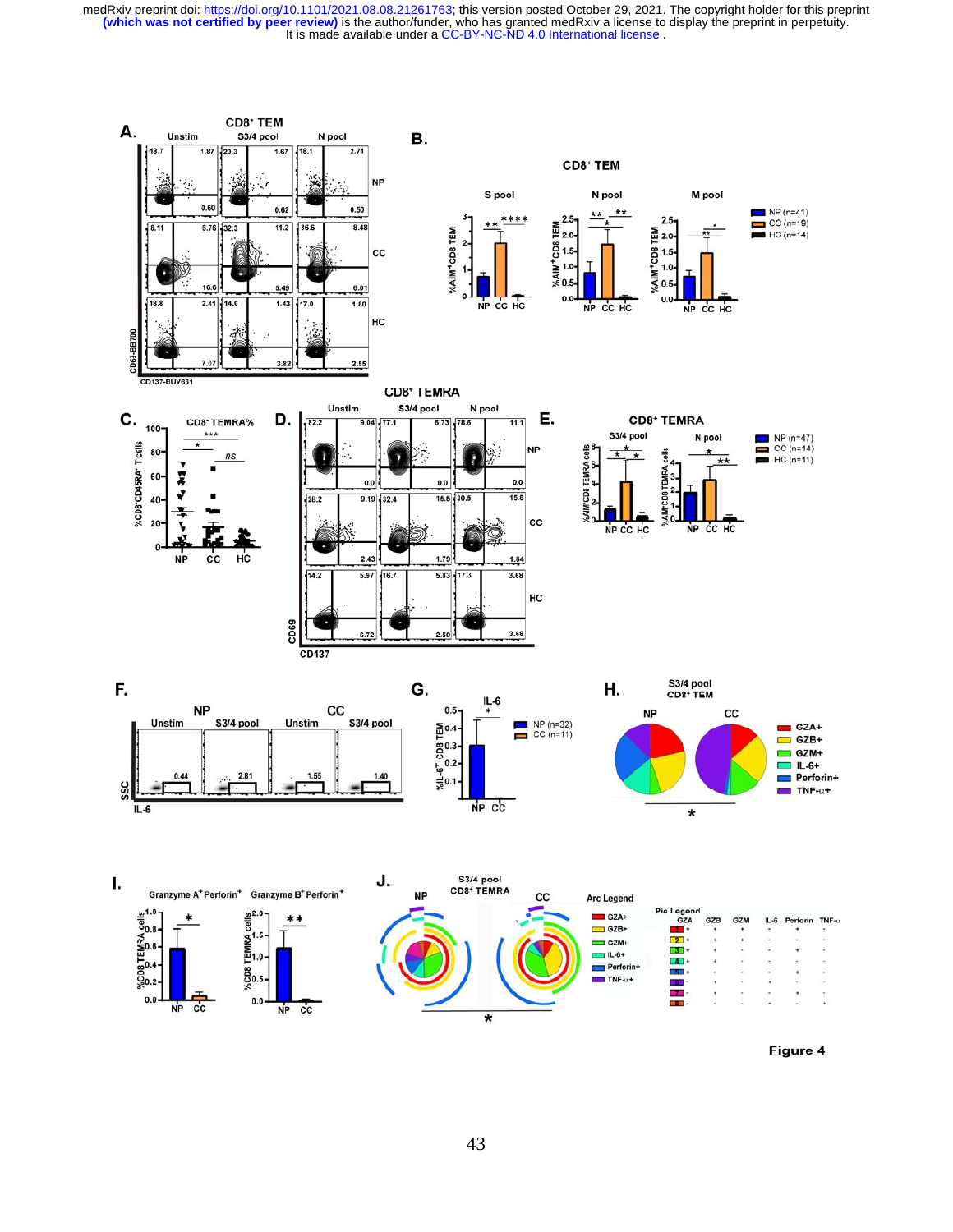Figure 4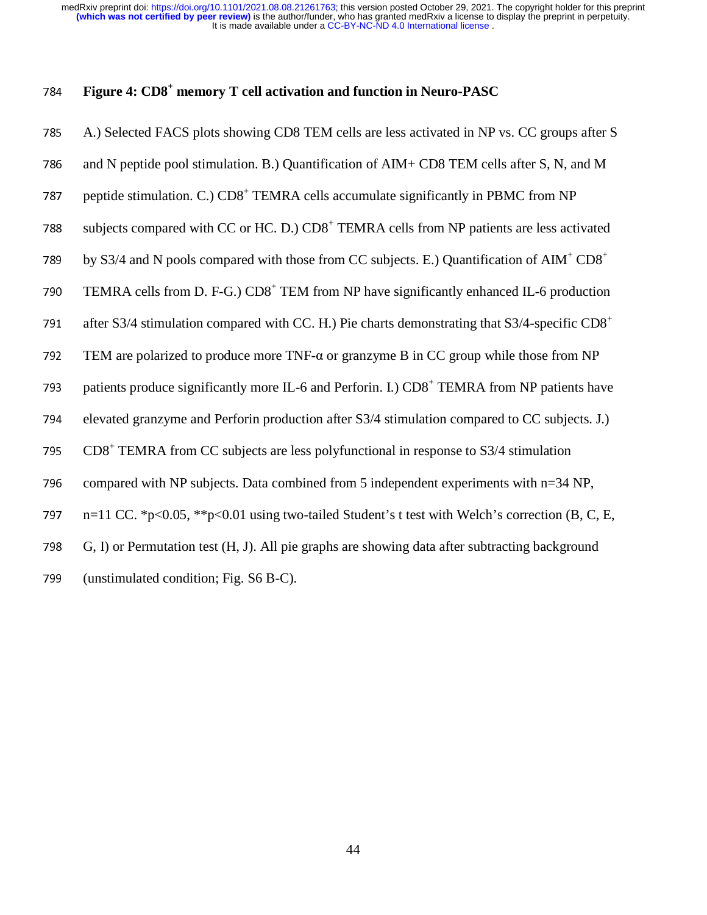**Figure 4: CD8$^{+}$ memory T cell activation and function in Neuro-PASC**

A.) Selected FACS plots showing CD8 TEM cells are less activated in NP vs. CC groups after S and N peptide pool stimulation. B.) Quantification of AIM+ CD8 TEM cells after S, N, and M peptide stimulation. C.) CD8$^{+}$ TEMRA cells accumulate significantly in PBMC from NP subjects compared with CC or HC. D.) CD8$^{+}$ TEMRA cells from NP patients are less activated by S3/4 and N pools compared with those from CC subjects. E.) Quantification of AIM$^{+}$ CD8$^{+}$ TEMRA cells from D. F-G.) CD8$^{+}$ TEM from NP have significantly enhanced IL-6 production after S3/4 stimulation compared with CC. H.) Pie charts demonstrating that S3/4-specific CD8$^{+}$ TEM are polarized to produce more TNF-α or granzyme B in CC group while those from NP patients produce significantly more IL-6 and Perforin. I.) CD8$^{+}$ TEMRA from NP patients have elevated granzyme and Perforin production after S3/4 stimulation compared to CC subjects. J.) CD8$^{+}$ TEMRA from CC subjects are less polyfunctional in response to S3/4 stimulation compared with NP subjects. Data combined from 5 independent experiments with n=34 NP, n=11 CC. *$p<0.05$, **$p<0.01$ using two-tailed Student's t test with Welch's correction (B, C, E, G, I) or Permutation test (H, J). All pie graphs are showing data after subtracting background (unstimulated condition; Fig. S6 B-C).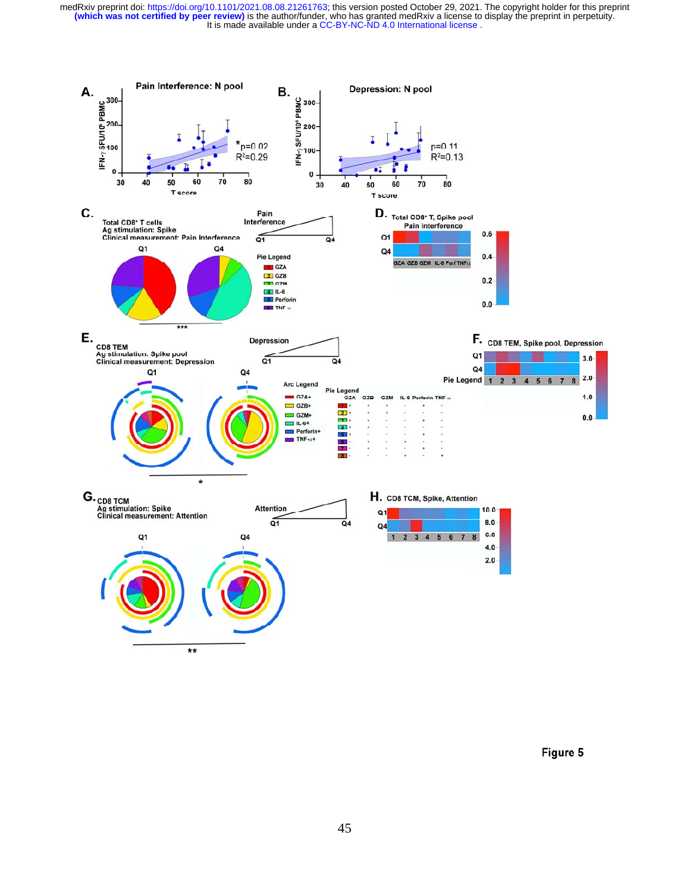**A.** Pain Interference: N pool

IFN-γ SFU/10⁶ PBMC

*p=0.02
$R^2$=0.29

T score

**B.** Depression: N pool

IFN-γ SFU/10⁶ PBMC

p=0.11
$R^2$=0.13

T score

**C.** Total CD8⁺ T cells
Ag stimulation: Spike
Clinical measurement: Pain Interference

Pain Interference

Q1 Q4

Pie Legend: GZA, GZB, GZM, IL-6, Perforin, TNF-α

***

**D.** Total CD8⁺ T, Spike pool
Pain interference

Q1
Q4

GZA GZB GZM IL-6 Perf TNFα

0.6
0.4
0.2
0.0

**E.** CD8 TEM
Ag stimulation: Spike pool
Clinical measurement: Depression

Depression

Q1 Q4

Arc Legend: GZA+, GZB+, GZM+, IL-6+, Perforin+, TNF-α+

Pie Legend

| | GZA | GZB | GZM | IL-6 | Perforin | TNF-α |
|---|---|---|---|---|---|---|
| 1 | + | + | + | - | + | - |
| 2 | + | + | + | - | - | - |
| 3 | + | + | - | - | + | - |
| 4 | + | + | - | - | - | - |
| 5 | + | - | - | - | + | - |
| 6 | - | + | + | + | - | - |
| 7 | - | + | - | - | + | - |
| 8 | - | - | - | + | - | + |

*

**F.** CD8 TEM, Spike pool, Depression

Q1
Q4

Pie Legend 1 2 3 4 5 6 7 8

3.0
2.0
1.0
0.0

**G.** CD8 TCM
Ag stimulation: Spike
Clinical measurement: Attention

Attention

Q1 Q4

**

**H.** CD8 TCM, Spike, Attention

Q1
Q4

1 2 3 4 5 6 7 8

10.0
8.0
6.0
4.0
2.0

**Figure 5**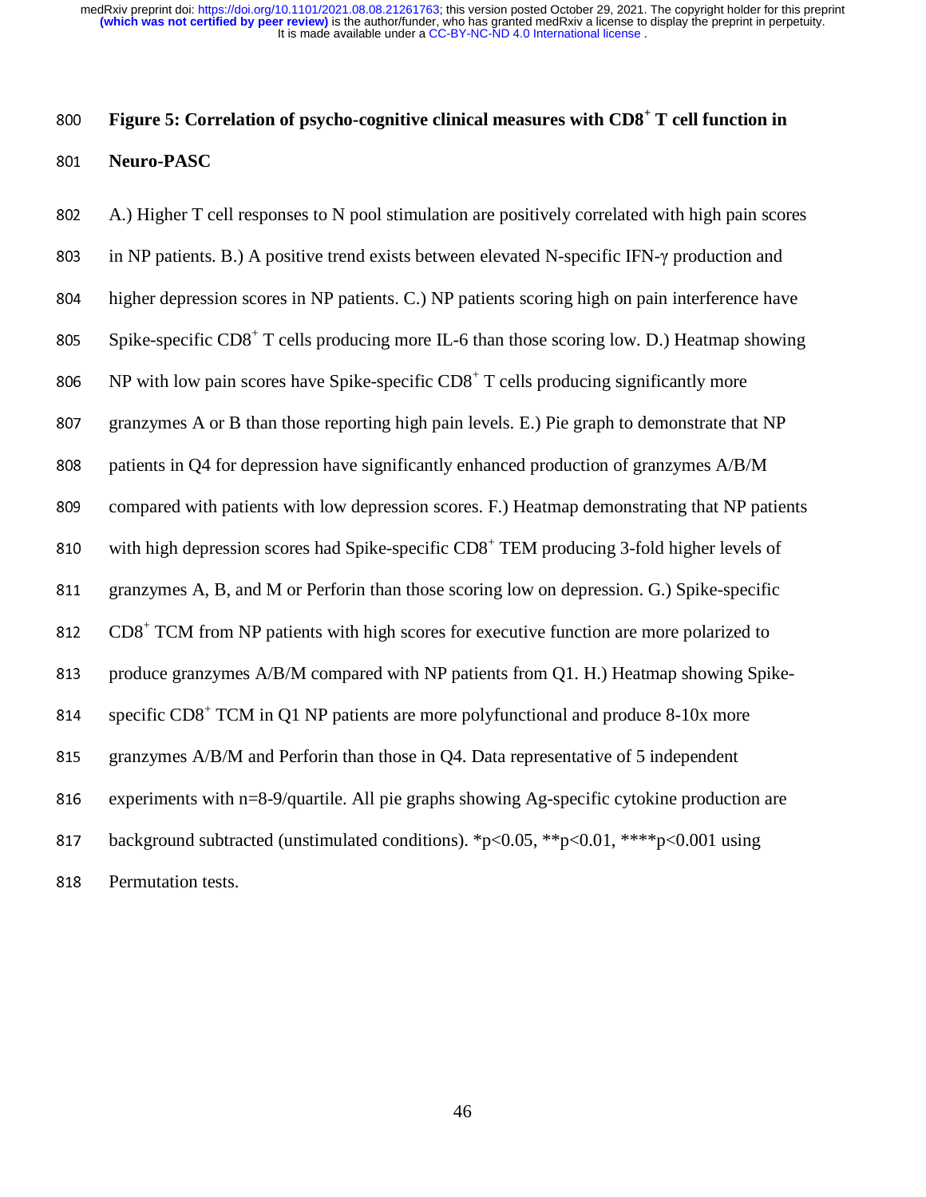**Figure 5: Correlation of psycho-cognitive clinical measures with CD8$^+$ T cell function in Neuro-PASC**

A.) Higher T cell responses to N pool stimulation are positively correlated with high pain scores in NP patients. B.) A positive trend exists between elevated N-specific IFN-γ production and higher depression scores in NP patients. C.) NP patients scoring high on pain interference have Spike-specific CD8$^+$ T cells producing more IL-6 than those scoring low. D.) Heatmap showing NP with low pain scores have Spike-specific CD8$^+$ T cells producing significantly more granzymes A or B than those reporting high pain levels. E.) Pie graph to demonstrate that NP patients in Q4 for depression have significantly enhanced production of granzymes A/B/M compared with patients with low depression scores. F.) Heatmap demonstrating that NP patients with high depression scores had Spike-specific CD8$^+$ TEM producing 3-fold higher levels of granzymes A, B, and M or Perforin than those scoring low on depression. G.) Spike-specific CD8$^+$ TCM from NP patients with high scores for executive function are more polarized to produce granzymes A/B/M compared with NP patients from Q1. H.) Heatmap showing Spike-specific CD8$^+$ TCM in Q1 NP patients are more polyfunctional and produce 8-10x more granzymes A/B/M and Perforin than those in Q4. Data representative of 5 independent experiments with n=8-9/quartile. All pie graphs showing Ag-specific cytokine production are background subtracted (unstimulated conditions). *$p<0.05$, **$p<0.01$, ****$p<0.001$ using Permutation tests.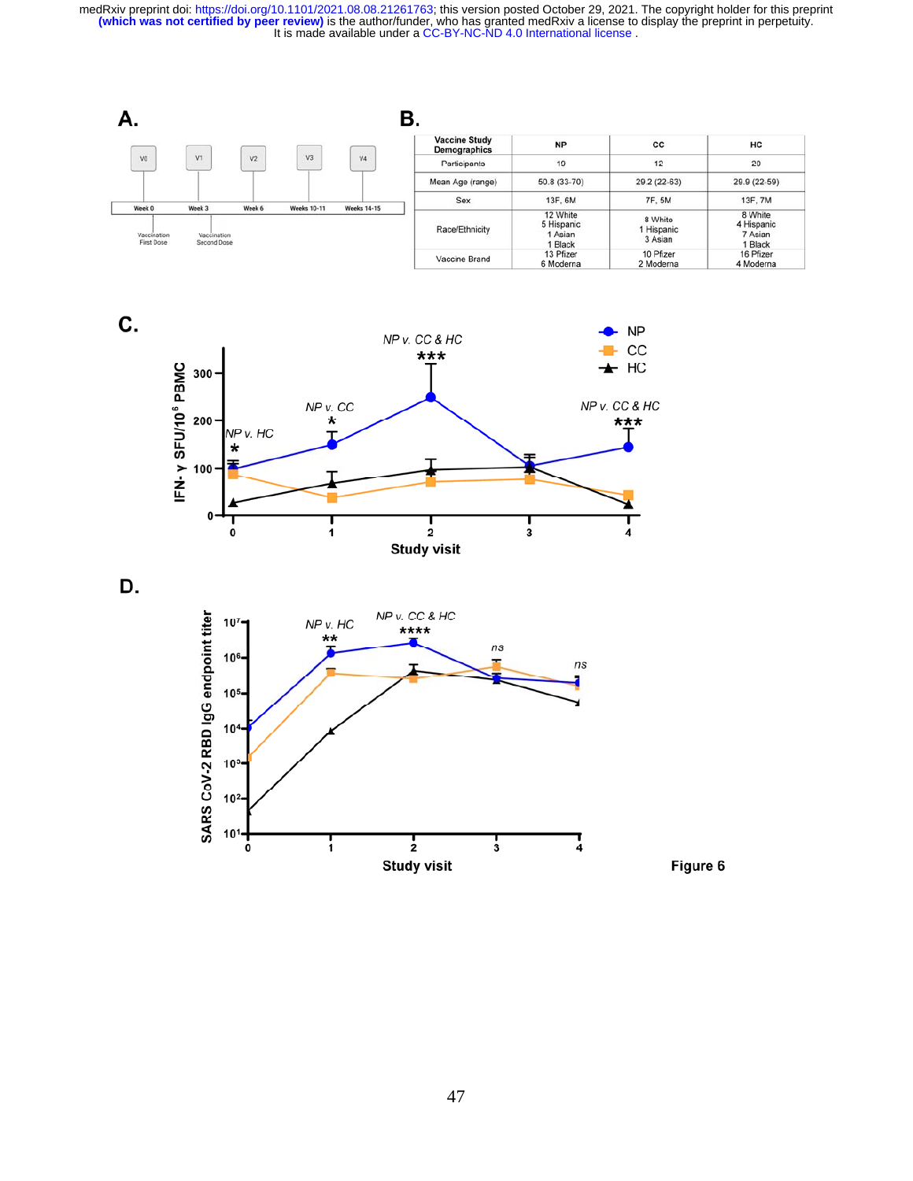**A.**

| V0 | V1 | V2 | V3 | V4 |
|---|---|---|---|---|
| Week 0 | Week 3 | Week 6 | Weeks 10-11 | Weeks 14-15 |
| Vaccination First Dose | Vaccination Second Dose | | | |

**B.**

| Vaccine Study Demographics | NP | CC | HC |
|---|---|---|---|
| Participants | 19 | 12 | 20 |
| Mean Age (range) | 50.8 (33-70) | 29.2 (22-63) | 29.9 (22-59) |
| Sex | 13F, 6M | 7F, 5M | 13F, 7M |
| Race/Ethnicity | 12 White<br>5 Hispanic<br>1 Asian<br>1 Black | 8 White<br>1 Hispanic<br>3 Asian | 8 White<br>4 Hispanic<br>7 Asian<br>1 Black |
| Vaccine Brand | 13 Pfizer<br>6 Moderna | 10 Pfizer<br>2 Moderna | 16 Pfizer<br>4 Moderna |

**C.**

**D.**

**Figure 6**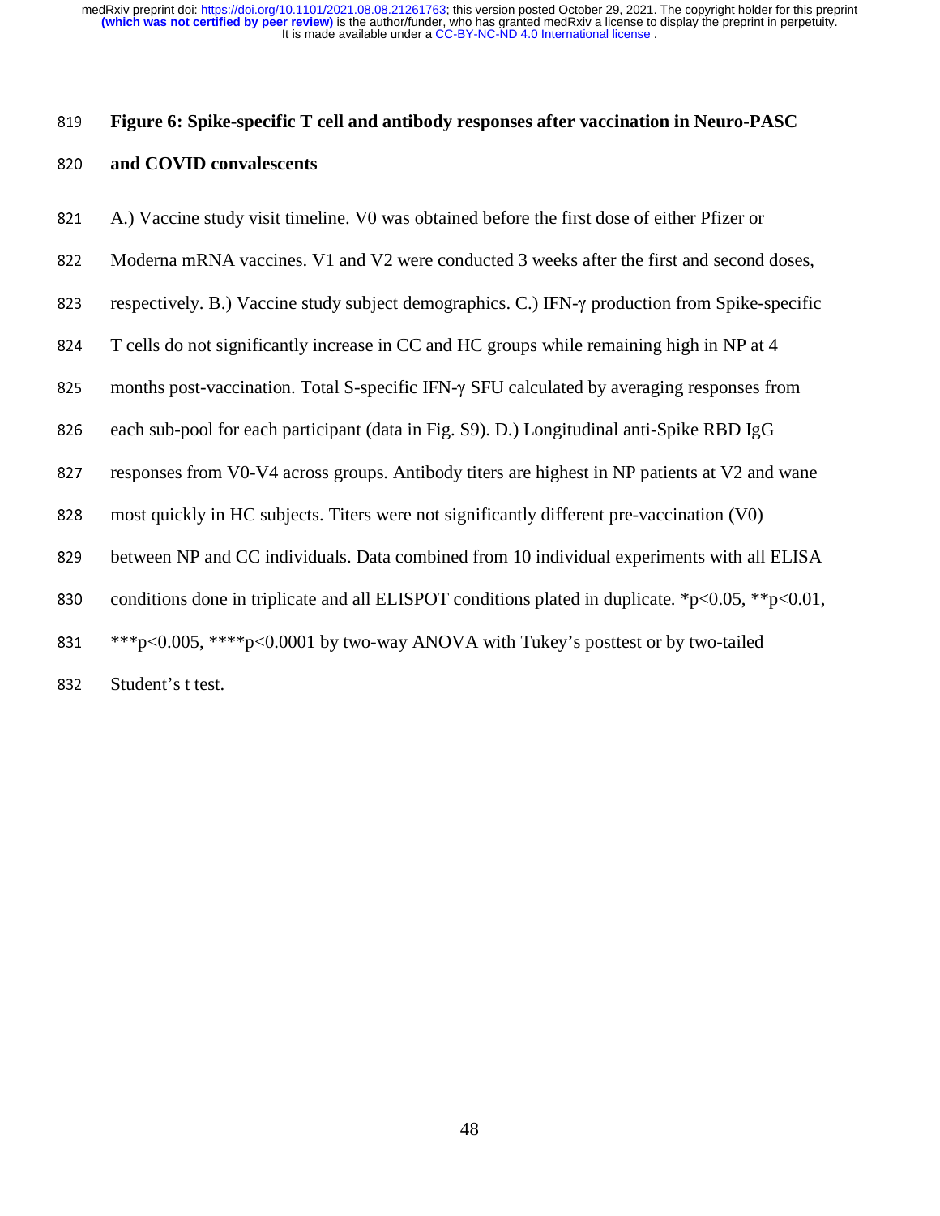**Figure 6: Spike-specific T cell and antibody responses after vaccination in Neuro-PASC and COVID convalescents**

A.) Vaccine study visit timeline. V0 was obtained before the first dose of either Pfizer or Moderna mRNA vaccines. V1 and V2 were conducted 3 weeks after the first and second doses, respectively. B.) Vaccine study subject demographics. C.) IFN-γ production from Spike-specific T cells do not significantly increase in CC and HC groups while remaining high in NP at 4 months post-vaccination. Total S-specific IFN-γ SFU calculated by averaging responses from each sub-pool for each participant (data in Fig. S9). D.) Longitudinal anti-Spike RBD IgG responses from V0-V4 across groups. Antibody titers are highest in NP patients at V2 and wane most quickly in HC subjects. Titers were not significantly different pre-vaccination (V0) between NP and CC individuals. Data combined from 10 individual experiments with all ELISA conditions done in triplicate and all ELISPOT conditions plated in duplicate. \*$p<0.05$, \*\*$p<0.01$, \*\*\*$p<0.005$, \*\*\*\*$p<0.0001$ by two-way ANOVA with Tukey's posttest or by two-tailed Student's t test.